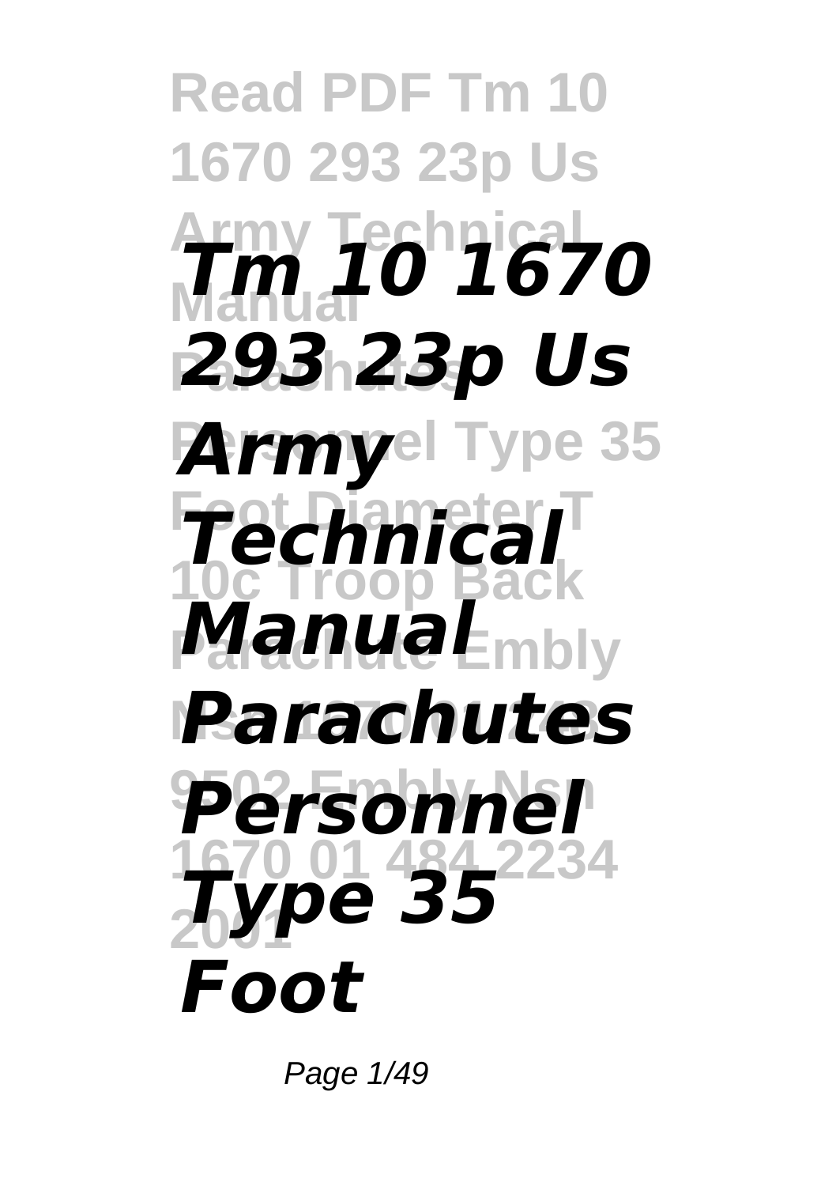# Tm 10 1670 293 23p Us Army Technical Manual Parachutes Personnel Type 35 Foot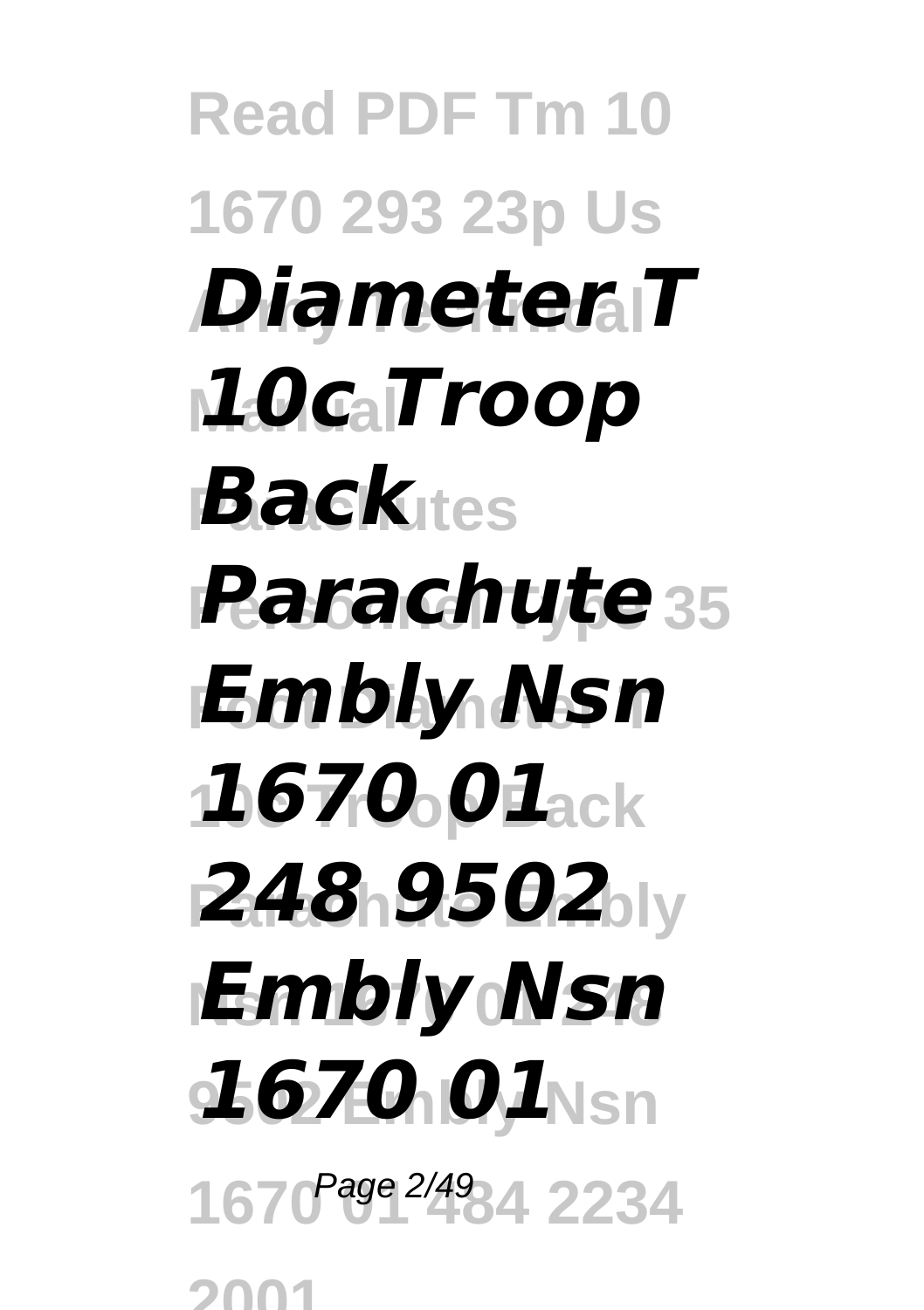***Diameter T 10c Troop Back Parachute Embly Nsn 1670 01 248 9502 Embly Nsn 1670 01***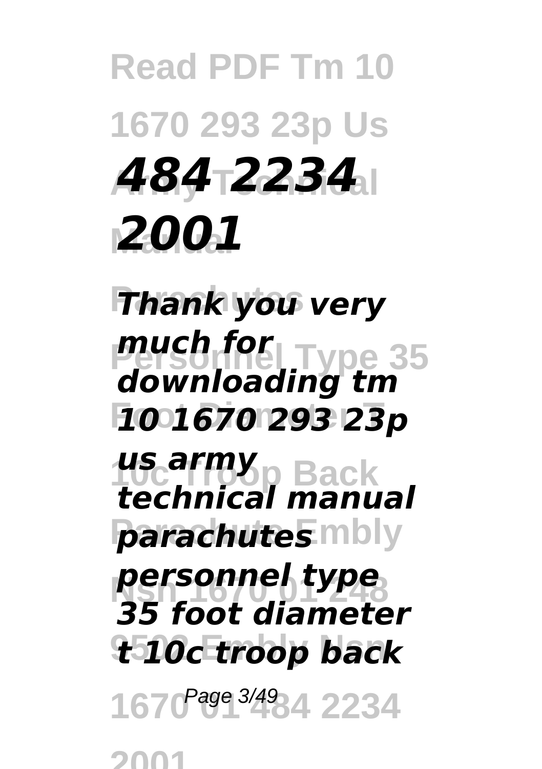***484 2234 2001***

***Thank you very much for downloading tm 10 1670 293 23p us army technical manual parachutes personnel type 35 foot diameter t 10c troop back***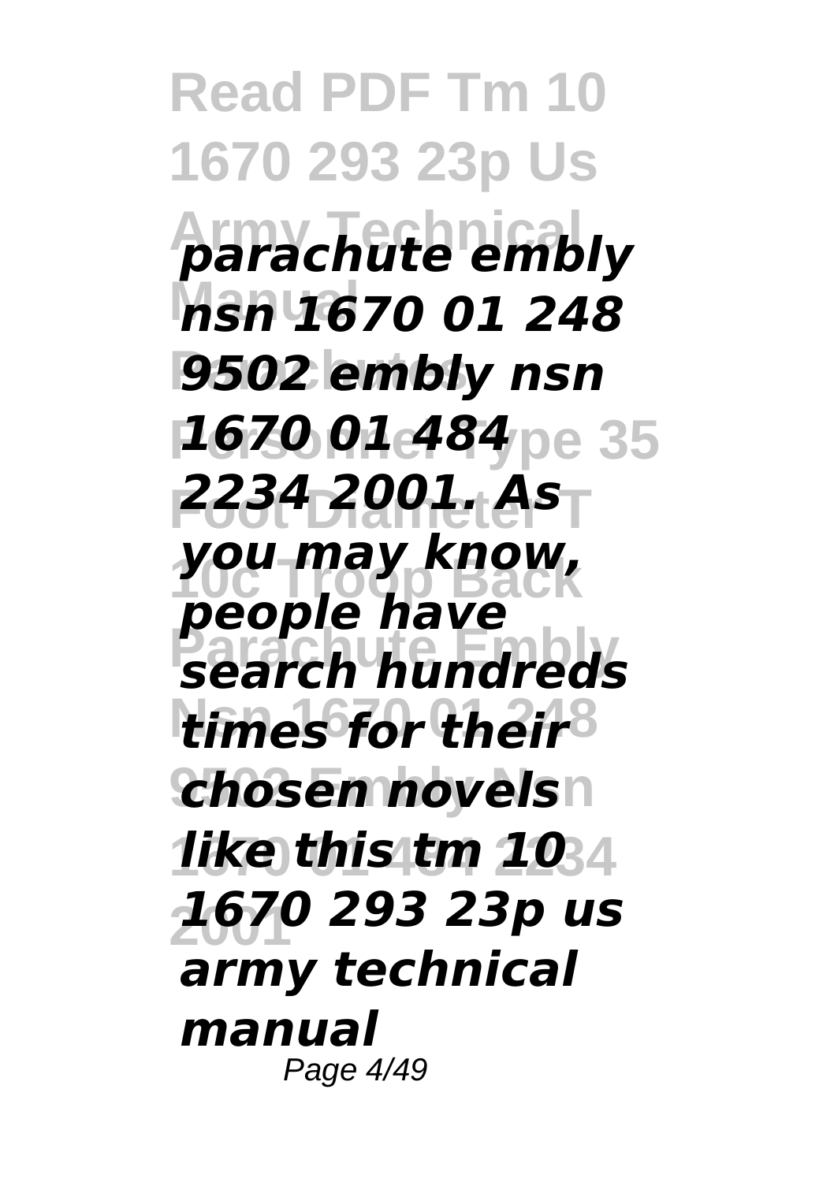*parachute embly nsn 1670 01 248 9502 embly nsn 1670 01 484 2234 2001. As you may know, people have search hundreds times for their chosen novels like this tm 10 1670 293 23p us army technical manual*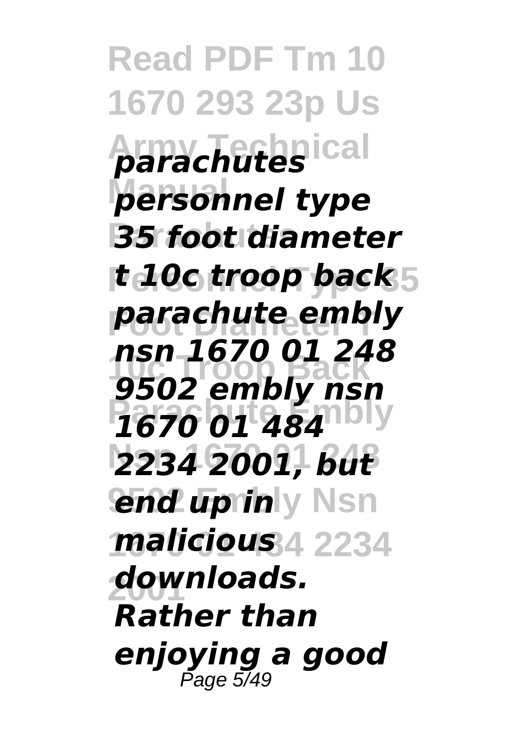*parachutes personnel type 35 foot diameter t 10c troop back parachute embly nsn 1670 01 248 9502 embly nsn 1670 01 484 2234 2001, but end up in malicious downloads. Rather than enjoying a good*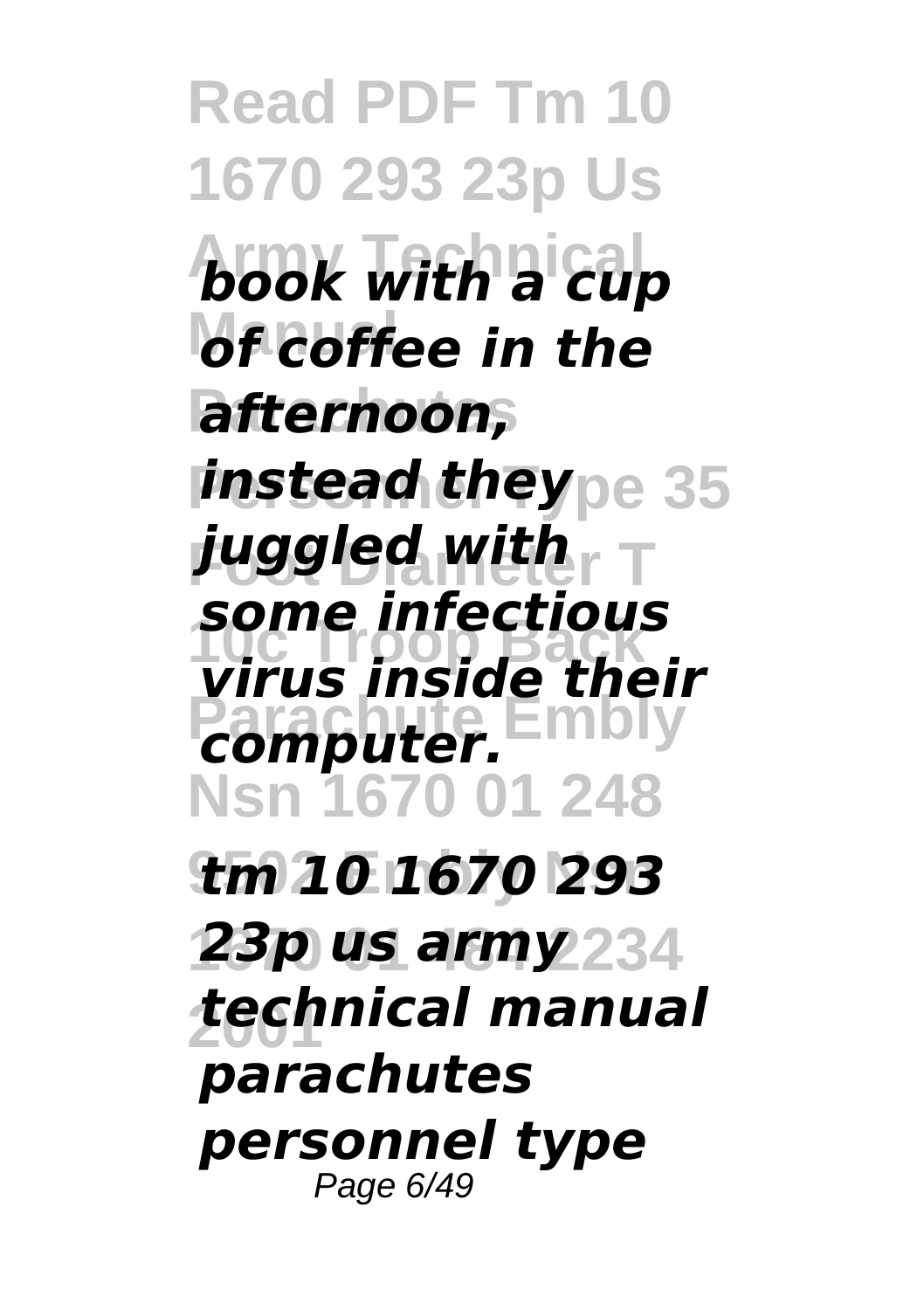*book with a cup of coffee in the afternoon, instead they juggled with some infectious virus inside their computer.*

***tm 10 1670 293 23p us army technical manual parachutes personnel type***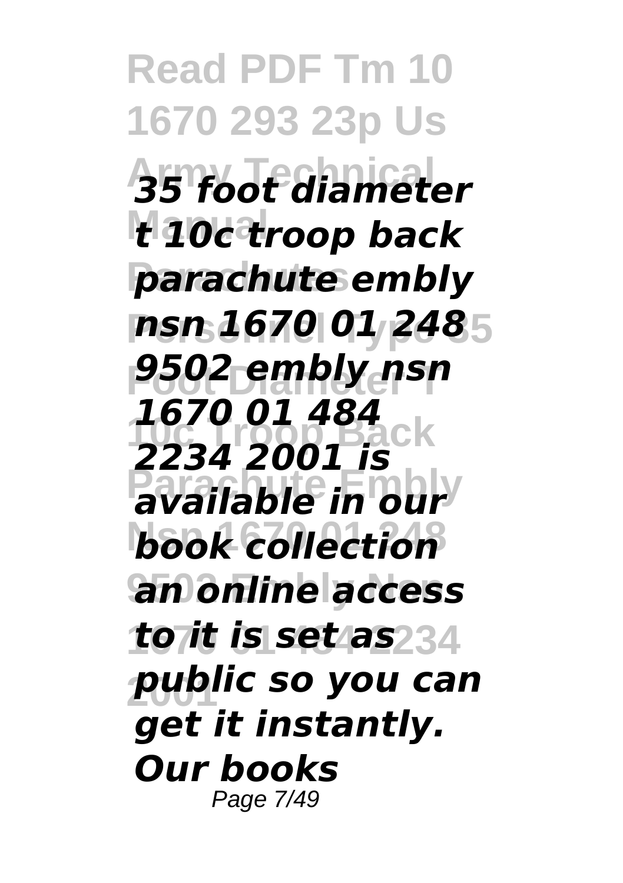*35 foot diameter t 10c troop back parachute embly nsn 1670 01 248 9502 embly nsn 1670 01 484 2234 2001 is available in our book collection an online access to it is set as public so you can get it instantly. Our books*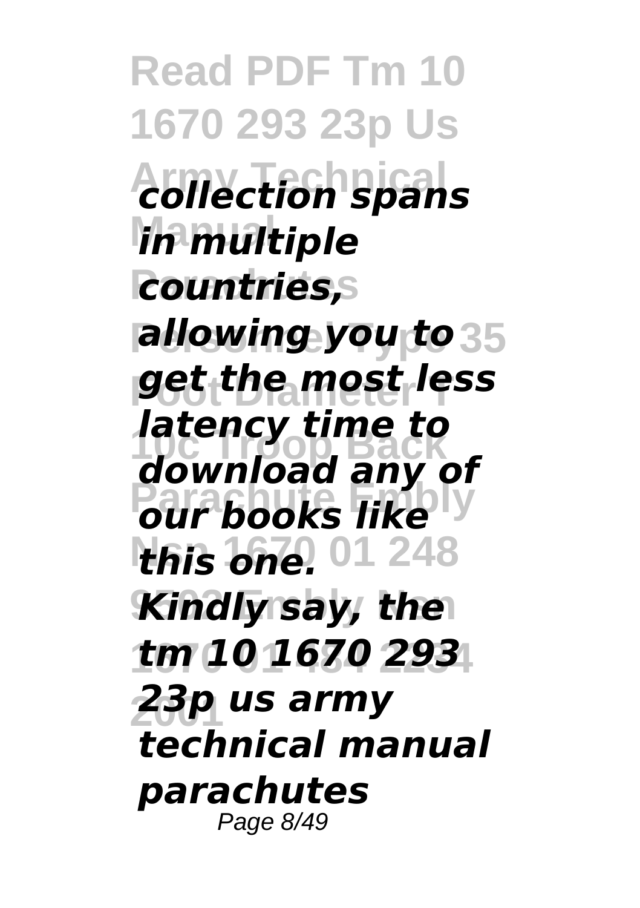*collection spans in multiple countries, allowing you to get the most less latency time to download any of our books like this one. Kindly say, the tm 10 1670 293 23p us army technical manual parachutes*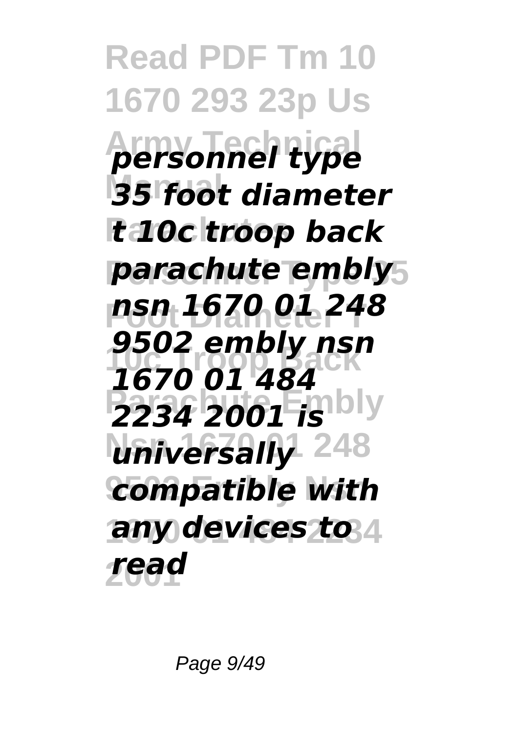***personnel type 35 foot diameter t 10c troop back parachute embly nsn 1670 01 248 9502 embly nsn 1670 01 484 2234 2001 is universally compatible with any devices to read***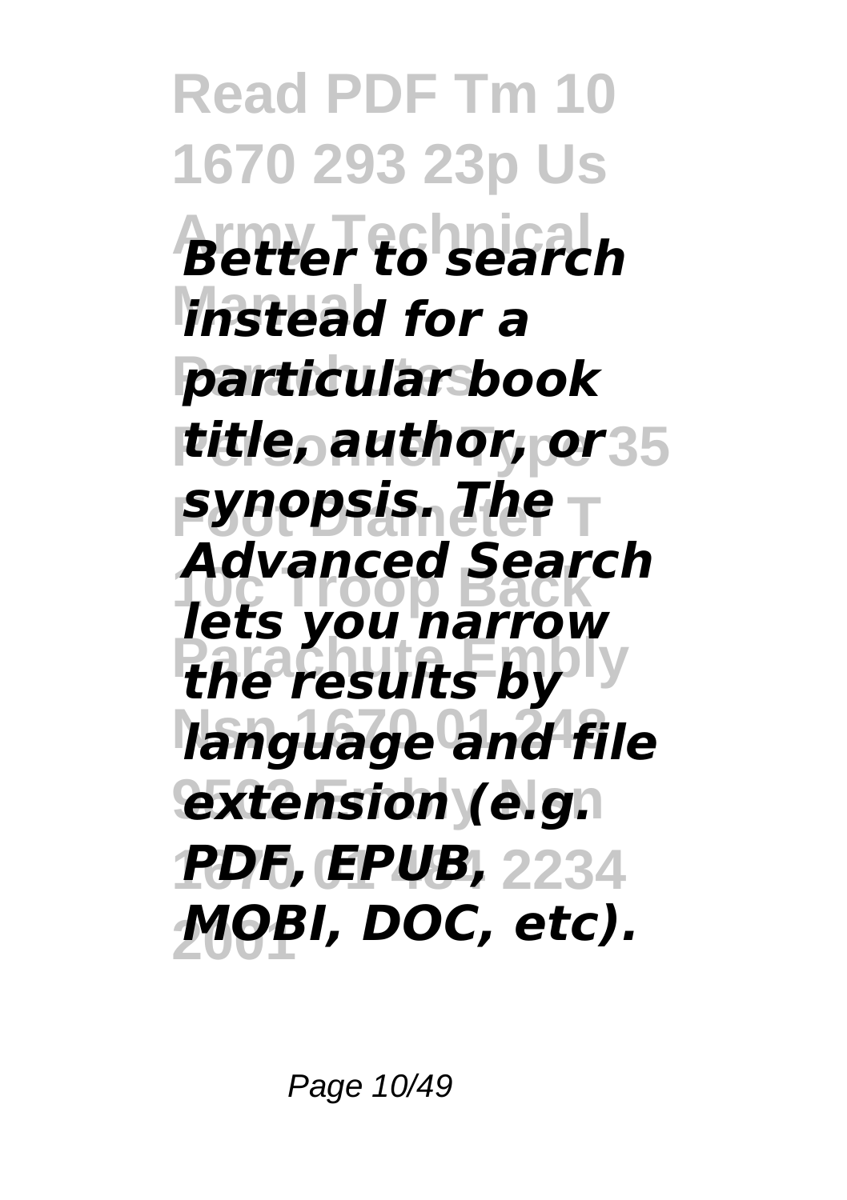*Better to search instead for a particular book title, author, or synopsis. The Advanced Search lets you narrow the results by language and file extension (e.g. PDF, EPUB, MOBI, DOC, etc).*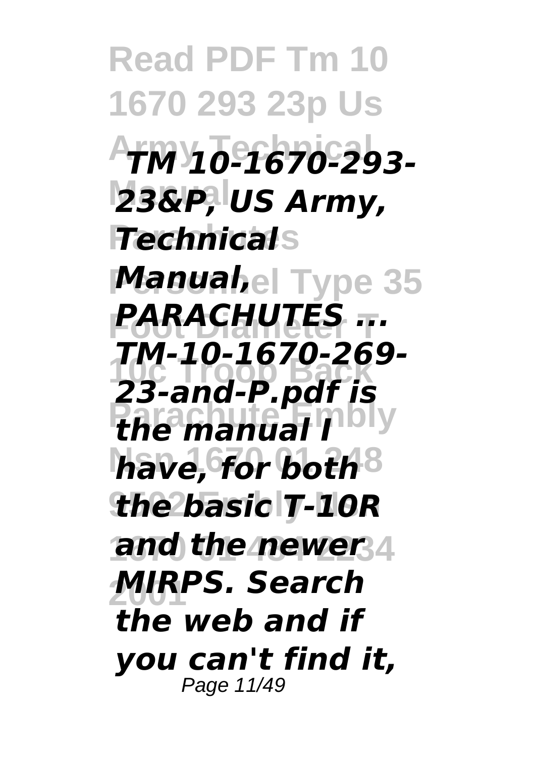***TM 10-1670-293-23&P, US Army, Technical Manual, PARACHUTES ...***

***TM-10-1670-269-23-and-P.pdf is the manual I have, for both the basic T-10R and the newer MIRPS. Search the web and if you can't find it,***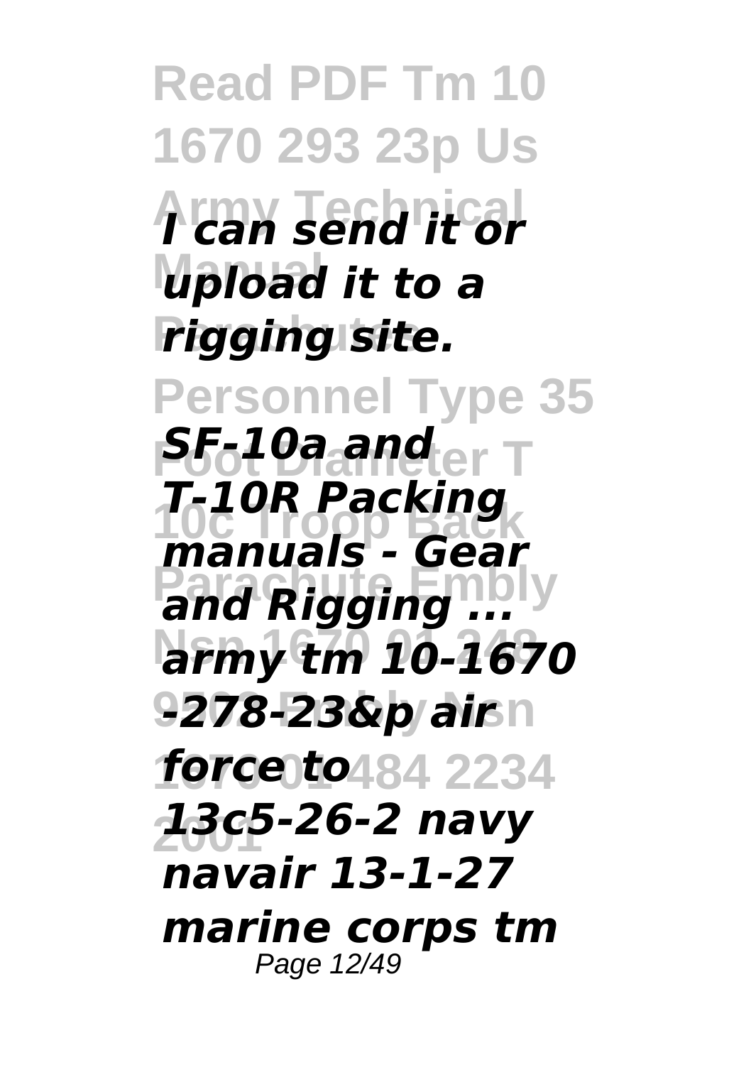*I can send it or upload it to a rigging site.*

***SF-10a and T-10R Packing manuals - Gear and Rigging ...***

*army tm 10-1670 -278-23&p air force to 13c5-26-2 navy navair 13-1-27 marine corps tm*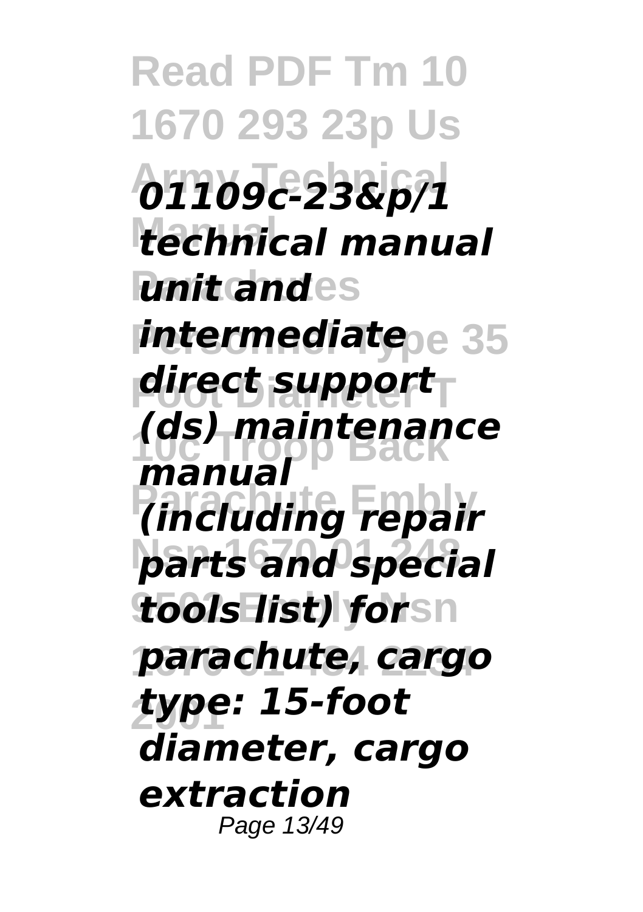*01109c-23&p/1 technical manual unit and intermediate direct support (ds) maintenance manual (including repair parts and special tools list) for parachute, cargo type: 15-foot diameter, cargo extraction*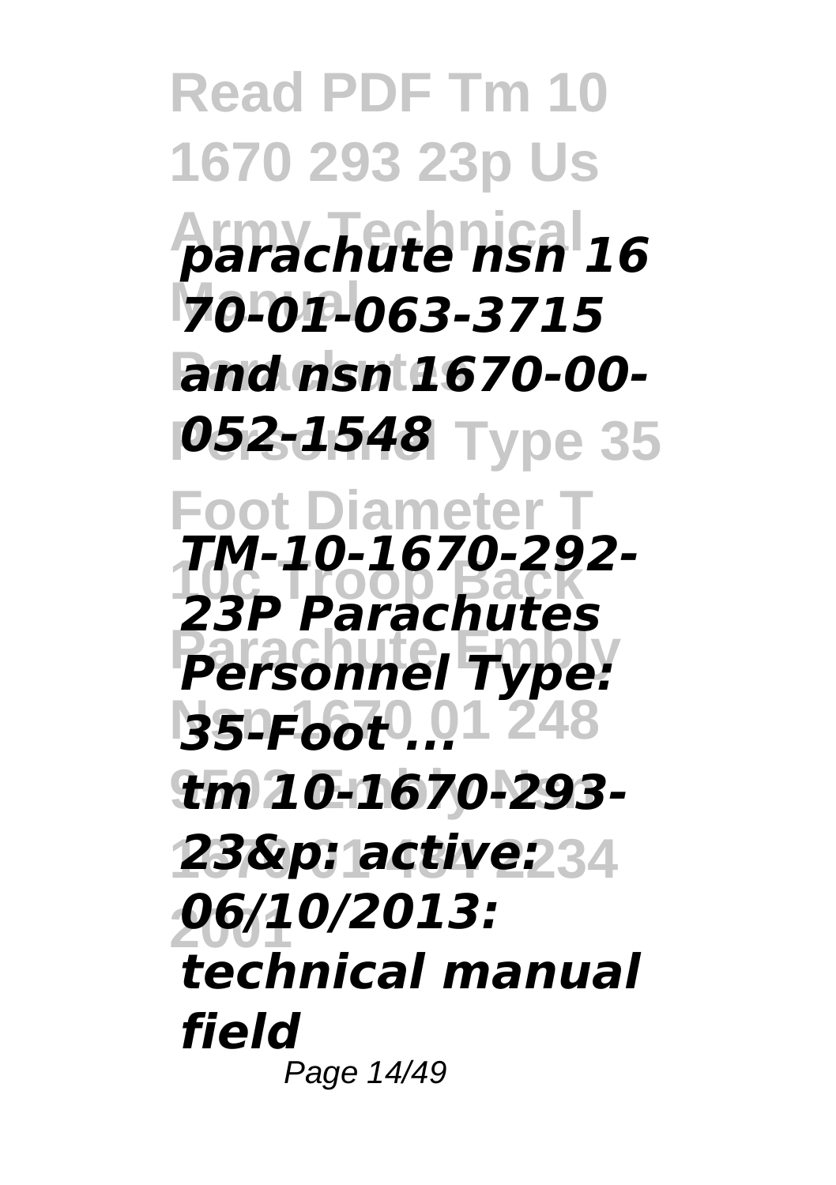*parachute nsn 1670-01-063-3715 and nsn 1670-00-052-1548*

***TM-10-1670-292-23P Parachutes Personnel Type: 35-Foot ...***

*tm 10-1670-293-23&p: active: 06/10/2013: technical manual field*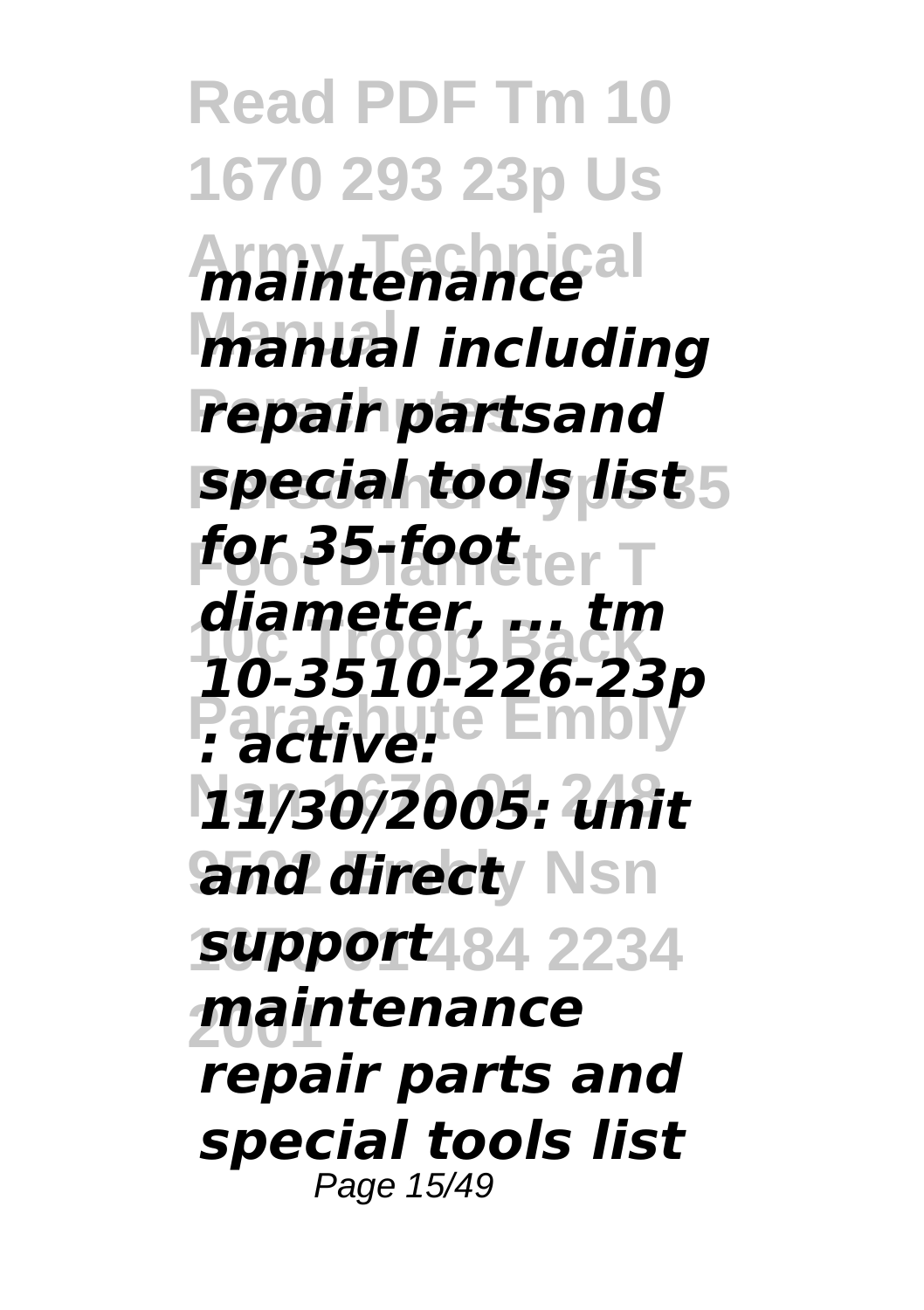*maintenance manual including repair partsand special tools list for 35-foot diameter, ... tm 10-3510-226-23p : active: 11/30/2005: unit and direct support maintenance repair parts and special tools list*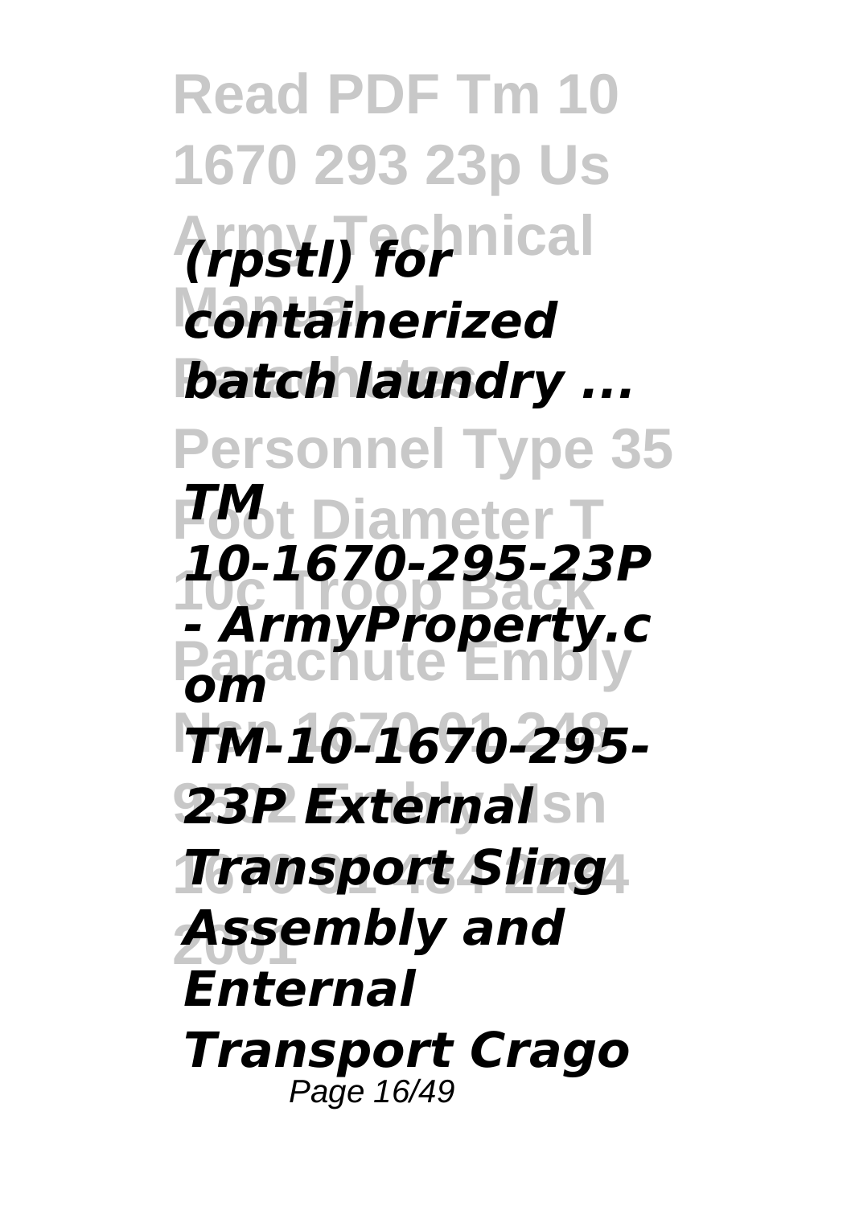*(rpstl) for containerized batch laundry ...*

*TM 10-1670-295-23P - ArmyProperty.com*

*TM-10-1670-295-23P External Transport Sling Assembly and Enternal Transport Crago*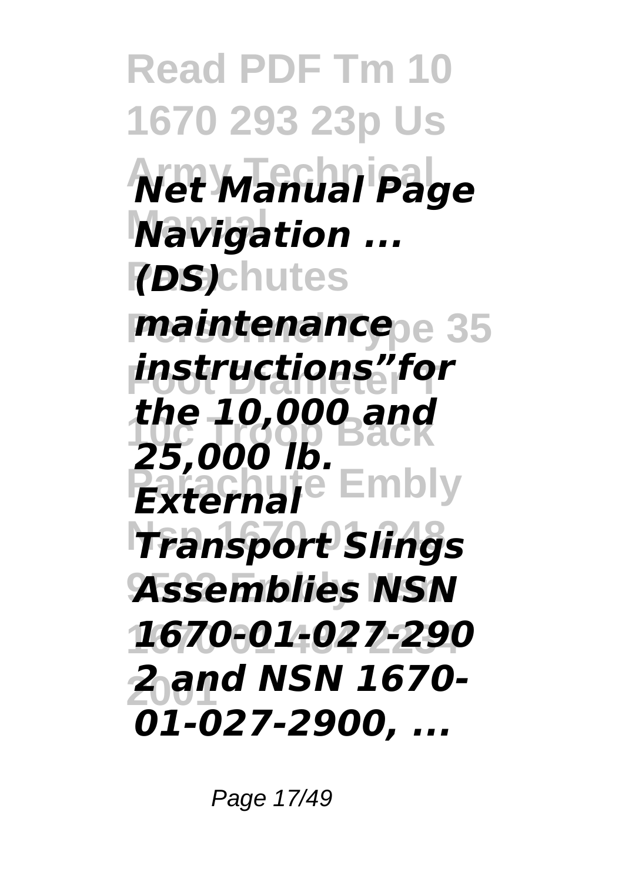*Net Manual Page Navigation ...*

*(DS) maintenance instructions"for the 10,000 and 25,000 lb. External Transport Slings Assemblies NSN 1670-01-027-2902 and NSN 1670-01-027-2900, ...*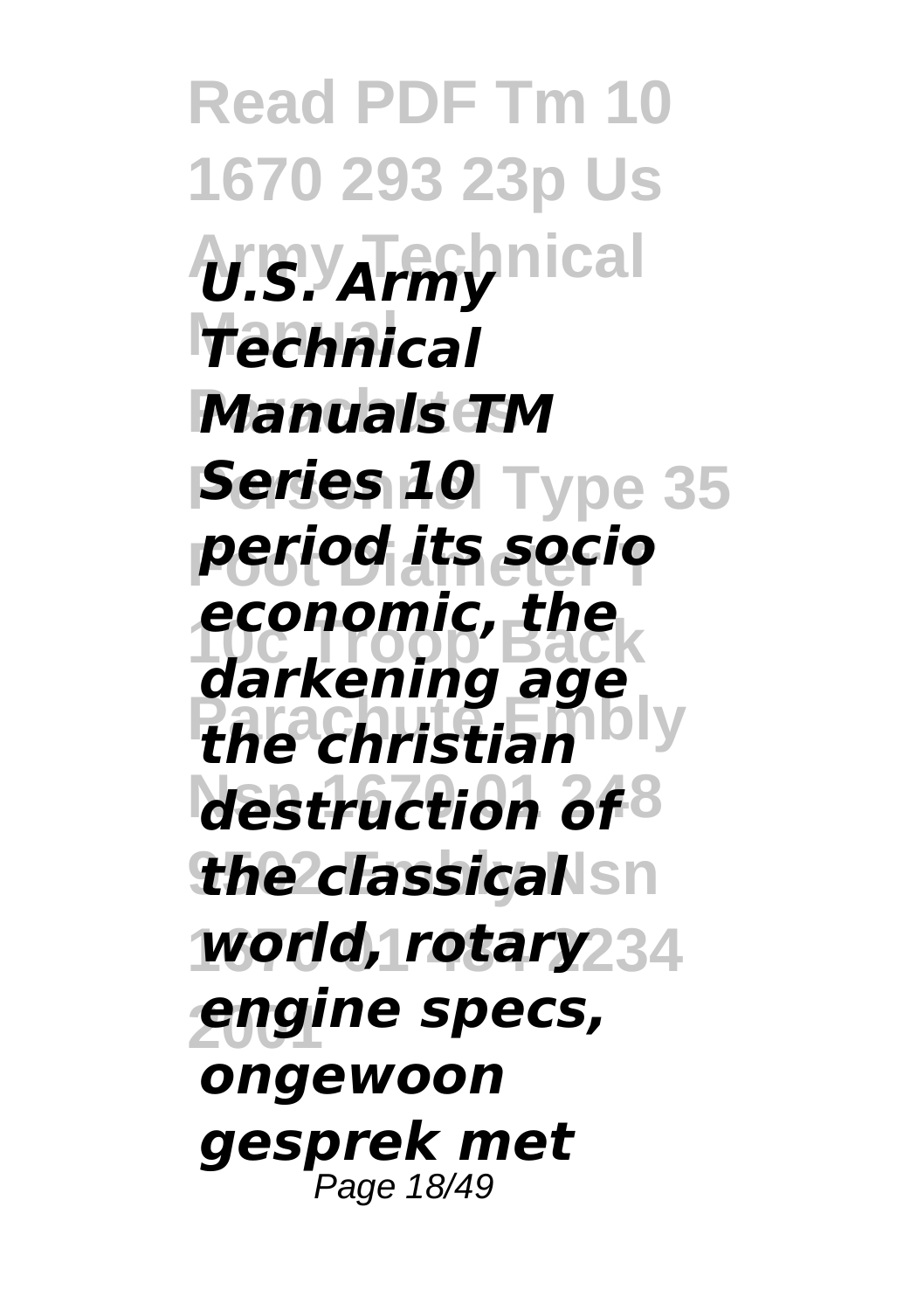***U.S. Army Technical Manuals TM Series 10***

*period its socio economic, the darkening age the christian destruction of the classical world, rotary engine specs, ongewoon gesprek met*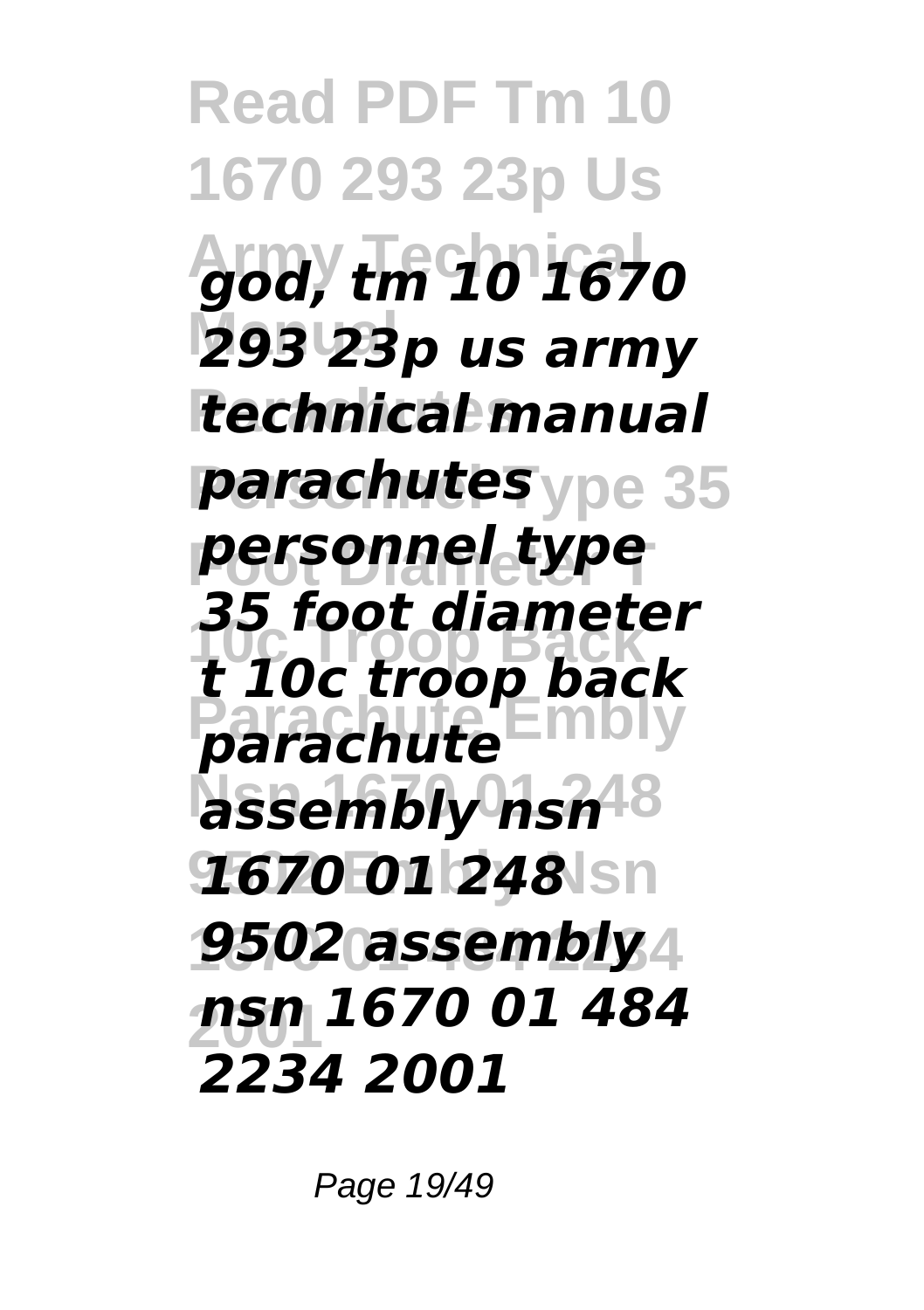*god, tm 10 1670 293 23p us army technical manual parachutes personnel type 35 foot diameter t 10c troop back parachute assembly nsn 1670 01 248 9502 assembly nsn 1670 01 484 2234 2001*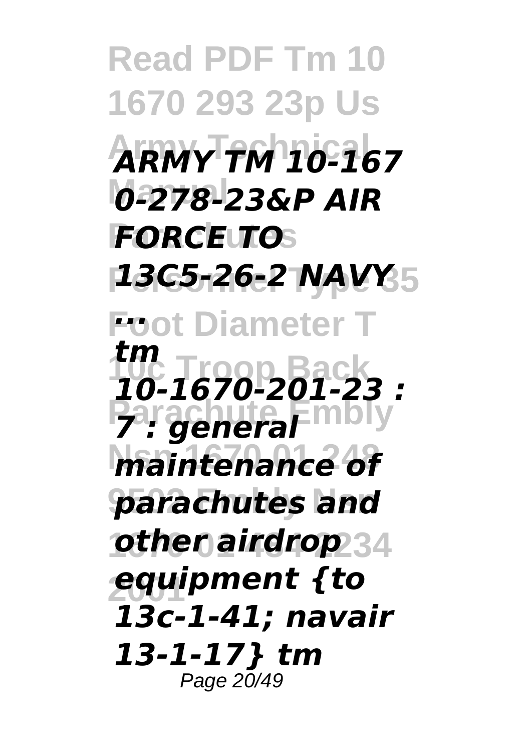*ARMY TM 10-1670-278-23&P AIR FORCE TO 13C5-26-2 NAVY ...*

*tm 10-1670-201-23 : 7 : general maintenance of parachutes and other airdrop equipment {to 13c-1-41; navair 13-1-17} tm*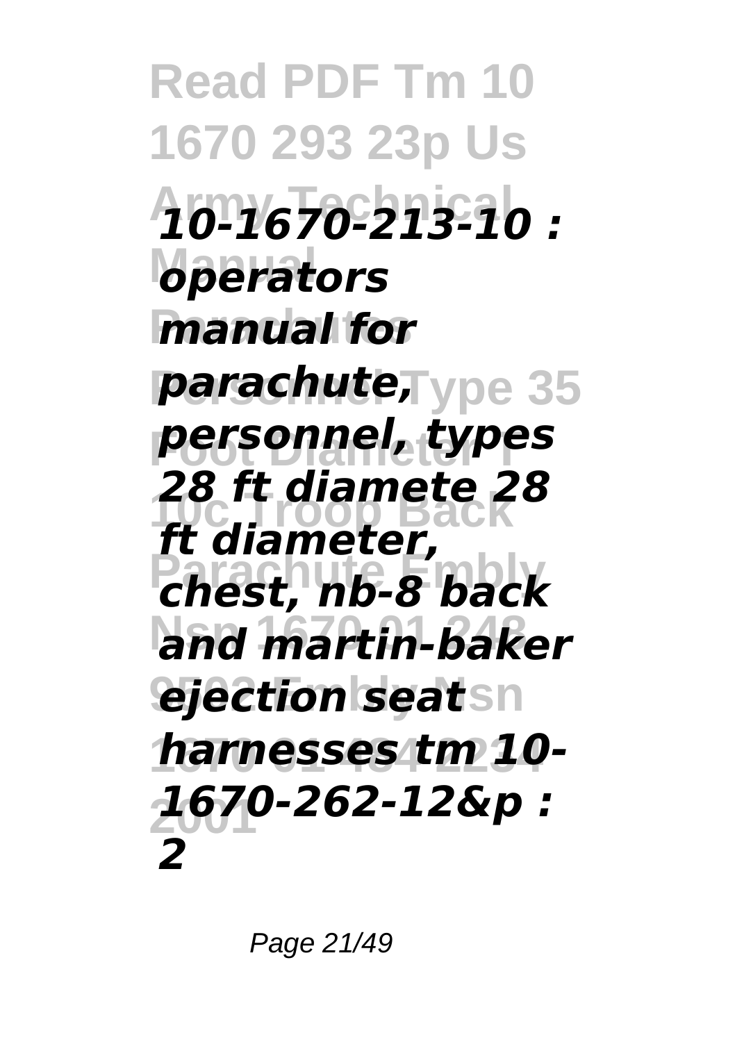*10-1670-213-10 : operators manual for parachute, personnel, types 28 ft diamete 28 ft diameter, chest, nb-8 back and martin-baker ejection seat harnesses tm 10-1670-262-12&p : 2*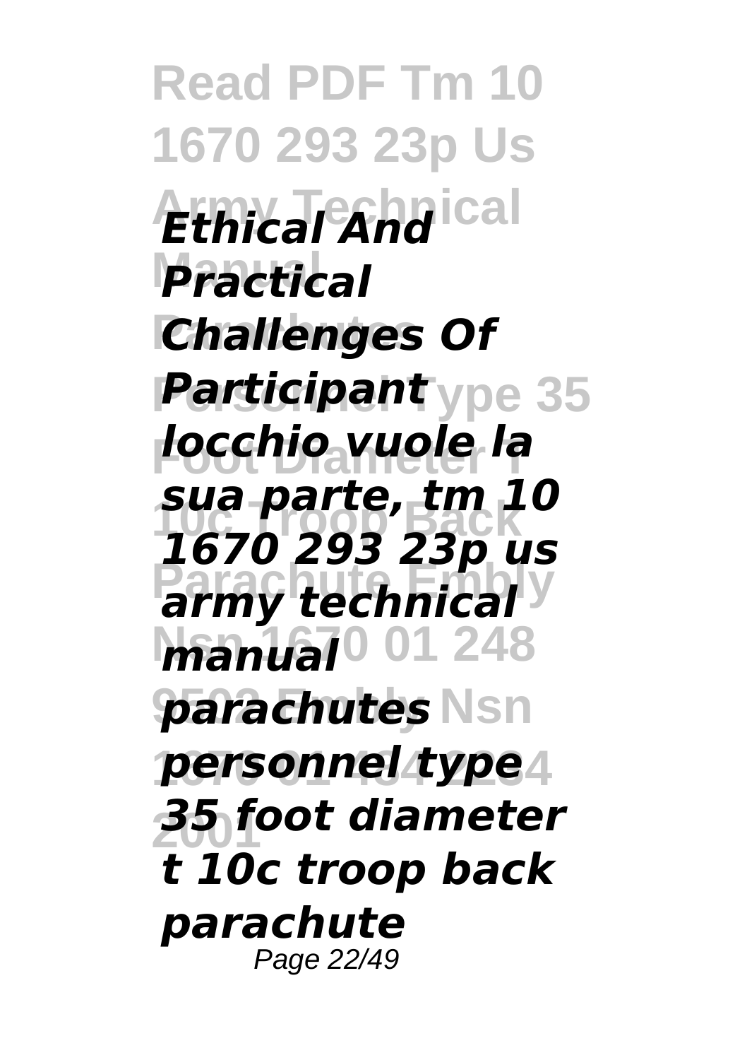***Ethical And Practical Challenges Of Participant***

***locchio vuole la sua parte, tm 10 1670 293 23p us army technical manual parachutes personnel type 35 foot diameter t 10c troop back parachute***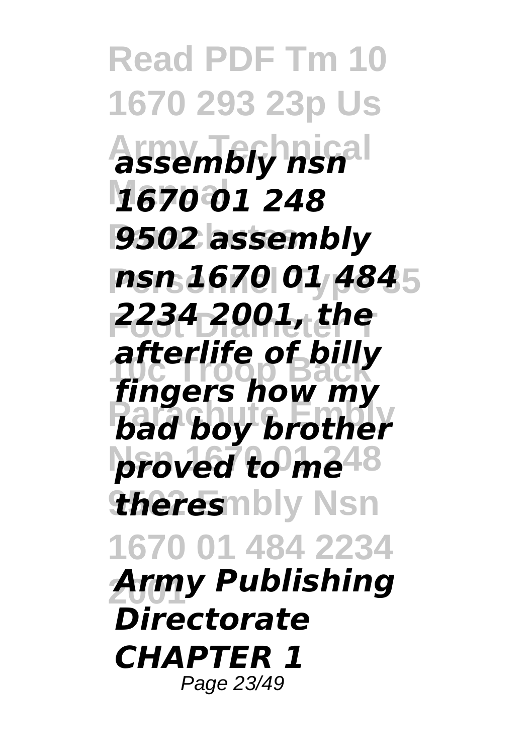***assembly nsn 1670 01 248 9502 assembly nsn 1670 01 484 2234 2001, the afterlife of billy fingers how my bad boy brother proved to me theres***

***Army Publishing Directorate CHAPTER 1***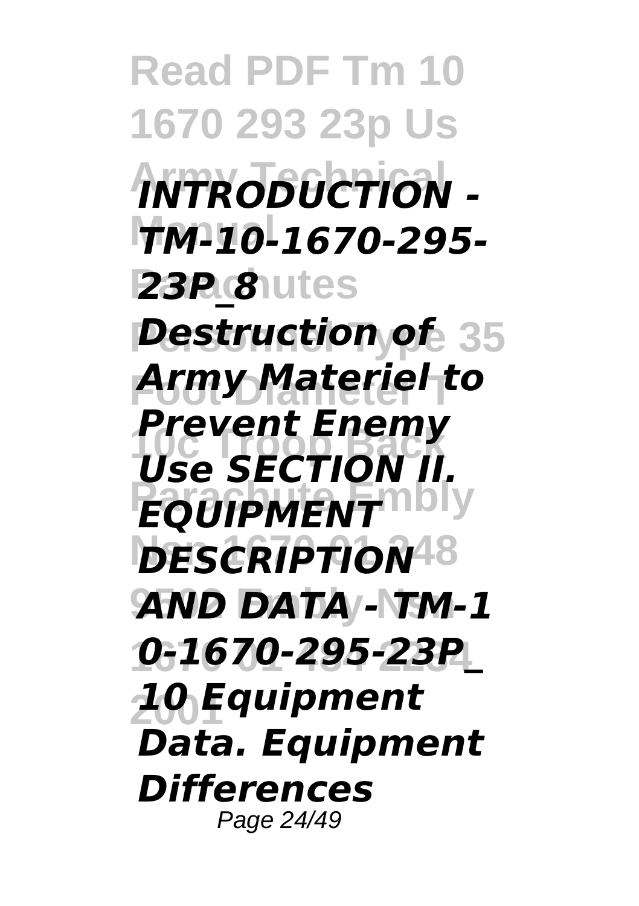***INTRODUCTION - TM-10-1670-295-23P_8 Destruction of Army Materiel to Prevent Enemy Use SECTION II. EQUIPMENT DESCRIPTION AND DATA - TM-10-1670-295-23P_10 Equipment Data. Equipment Differences***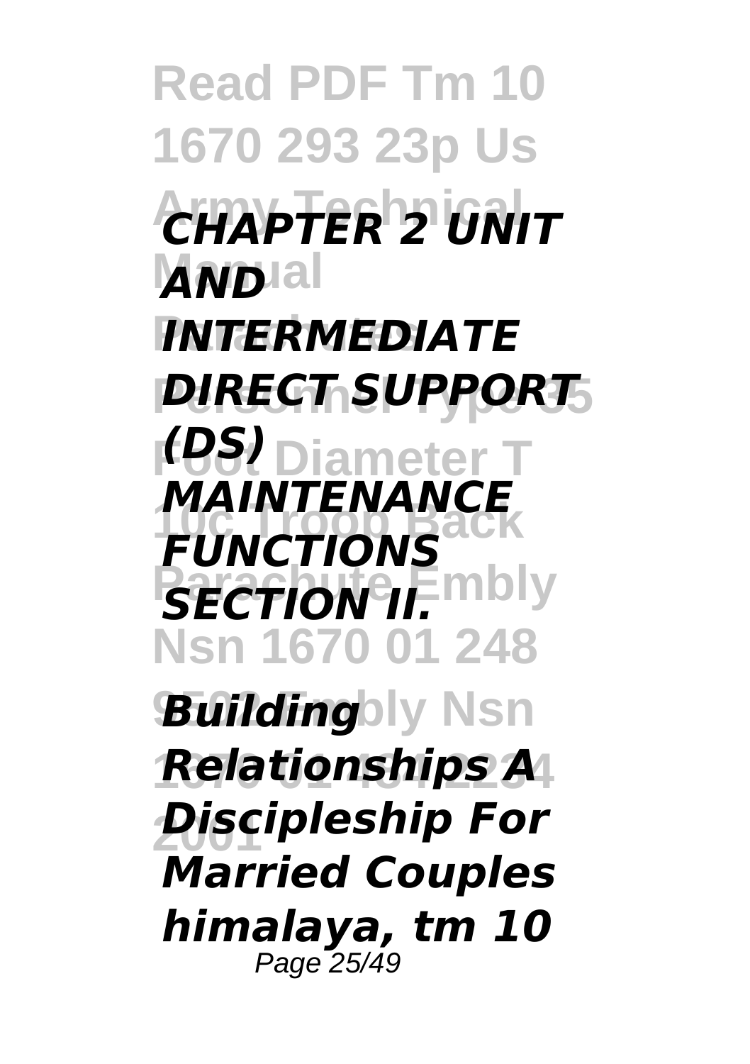***CHAPTER 2 UNIT AND INTERMEDIATE DIRECT SUPPORT (DS) MAINTENANCE FUNCTIONS SECTION II.***

***Building Relationships A Discipleship For Married Couples himalaya, tm 10***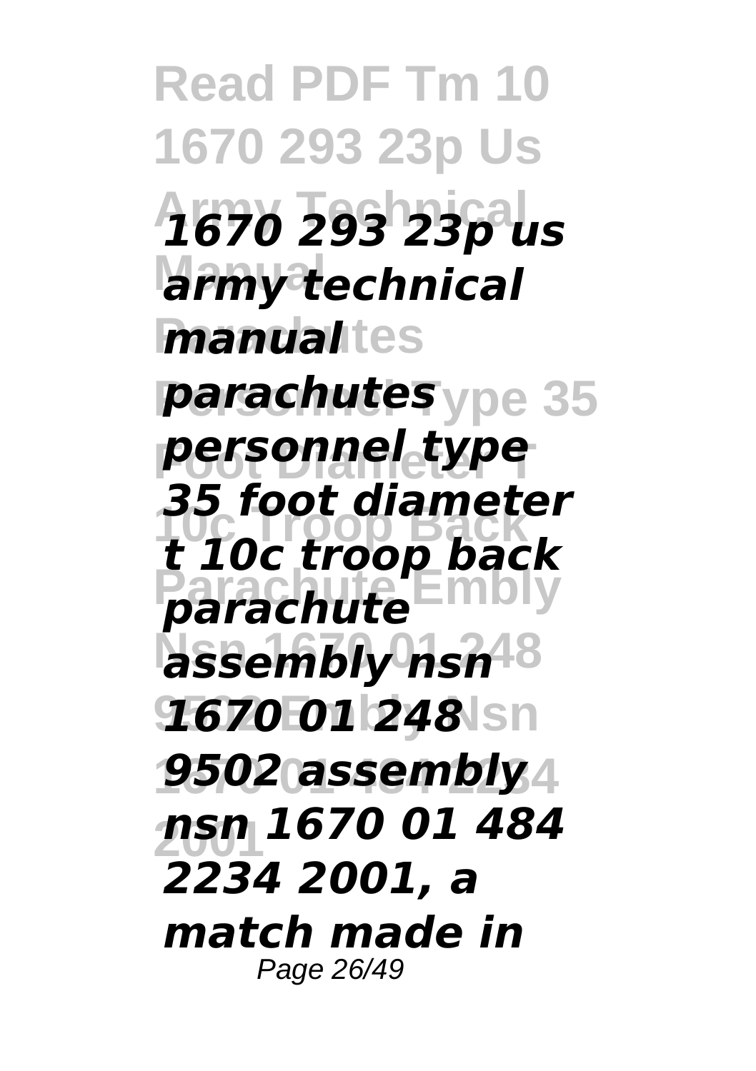*1670 293 23p us army technical manual parachutes personnel type 35 foot diameter t 10c troop back parachute assembly nsn 1670 01 248 9502 assembly nsn 1670 01 484 2234 2001, a match made in*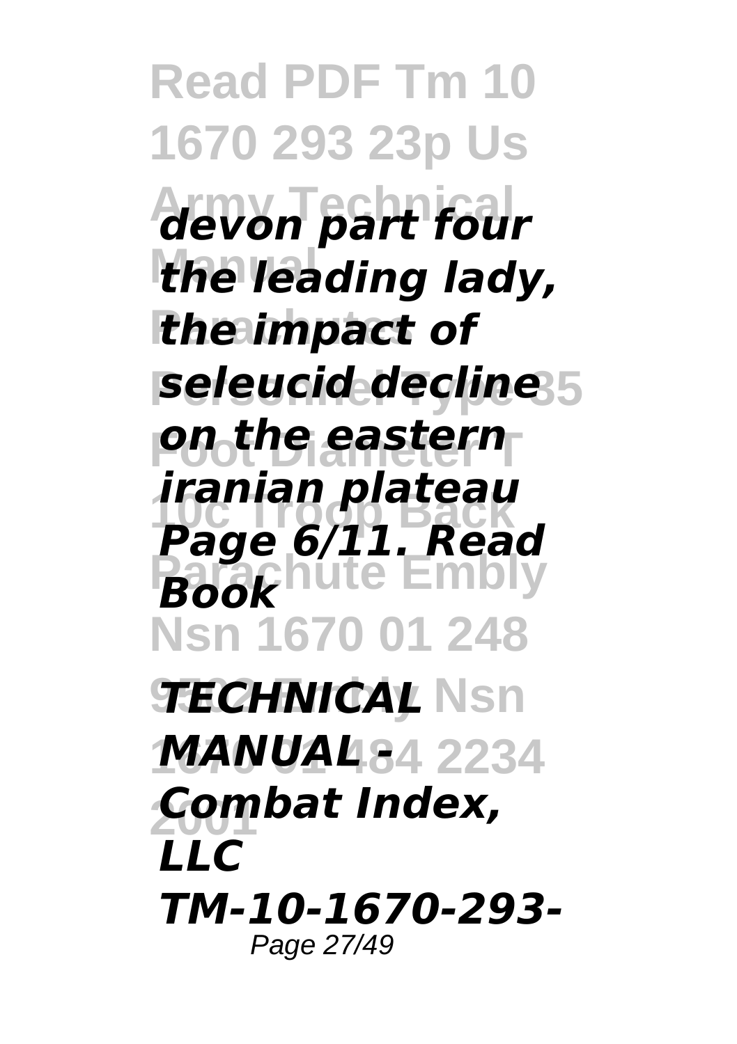*devon part four the leading lady, the impact of seleucid decline on the eastern iranian plateau*

*Page 6/11. Read Book*

***TECHNICAL MANUAL - Combat Index, LLC***

***TM-10-1670-293-***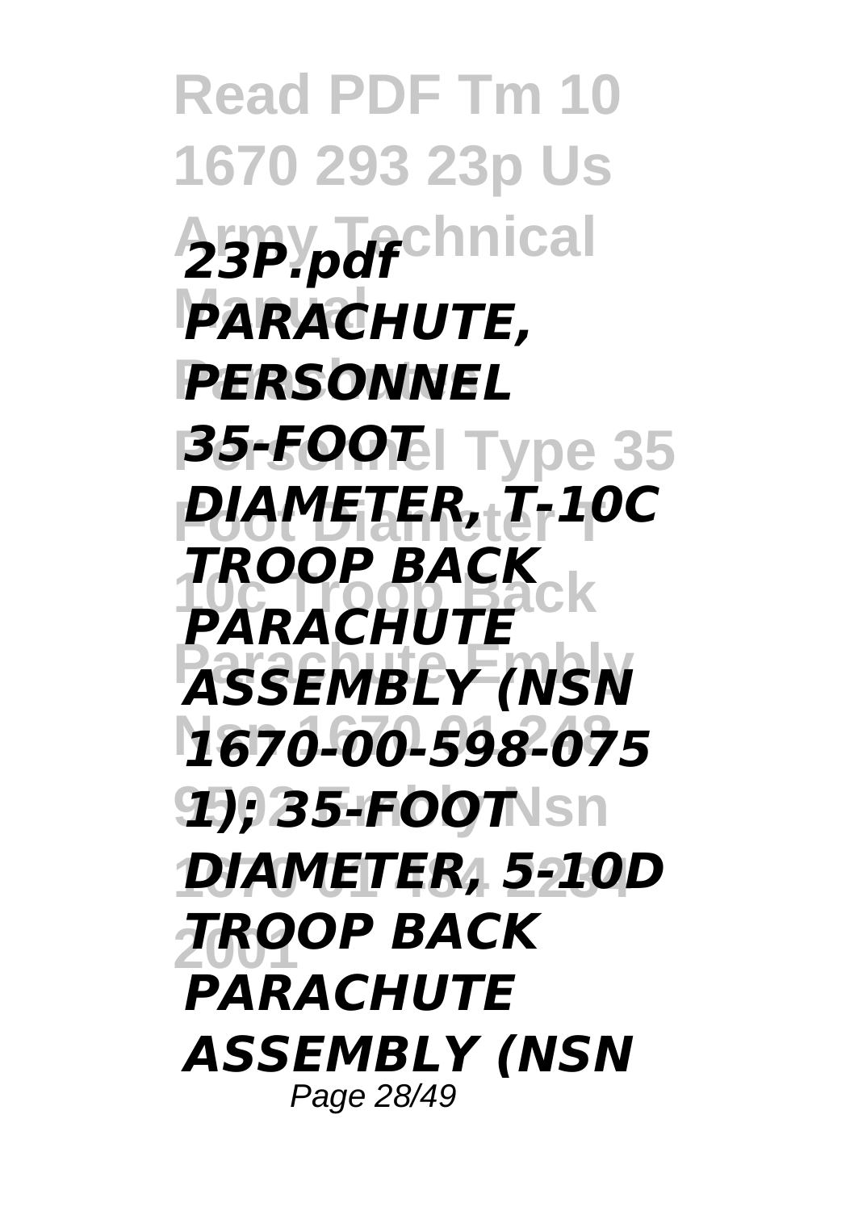***23P.pdf PARACHUTE, PERSONNEL 35-FOOT DIAMETER, T-10C TROOP BACK PARACHUTE ASSEMBLY (NSN 1670-00-598-075 1); 35-FOOT DIAMETER, 5-10D TROOP BACK PARACHUTE ASSEMBLY (NSN***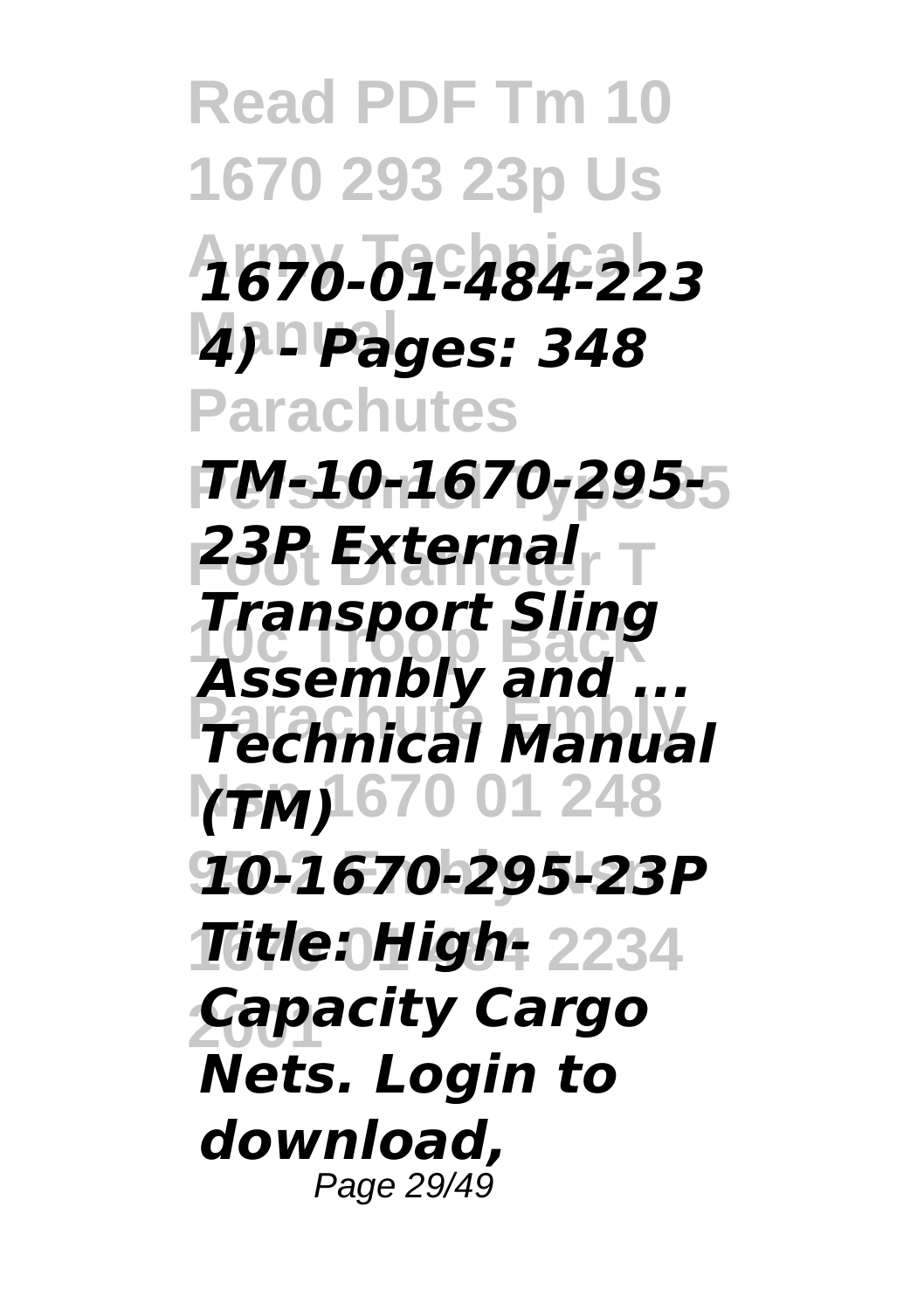*1670-01-484-2234) - Pages: 348*

*TM-10-1670-295-23P External Transport Sling Assembly and ...*
*Technical Manual (TM) 10-1670-295-23P Title: High-Capacity Cargo Nets. Login to download,*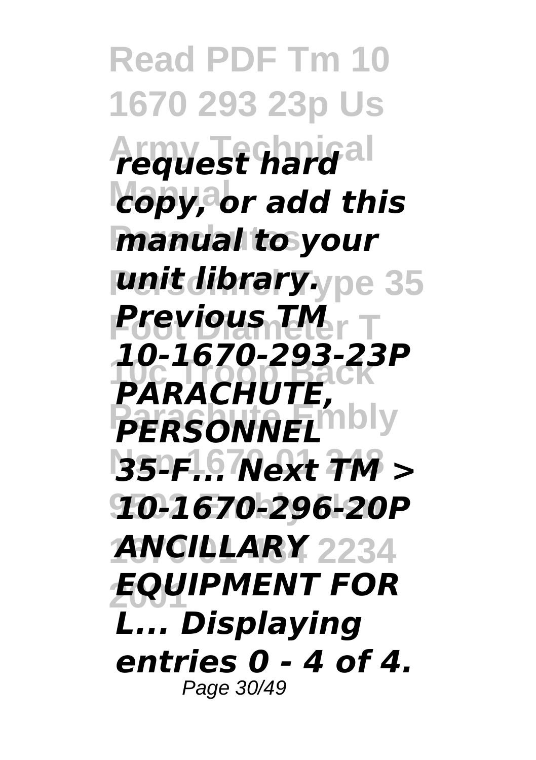*request hard copy, or add this manual to your unit library. Previous TM 10-1670-293-23P PARACHUTE, PERSONNEL 35-F... Next TM > 10-1670-296-20P ANCILLARY EQUIPMENT FOR L... Displaying entries 0 - 4 of 4.*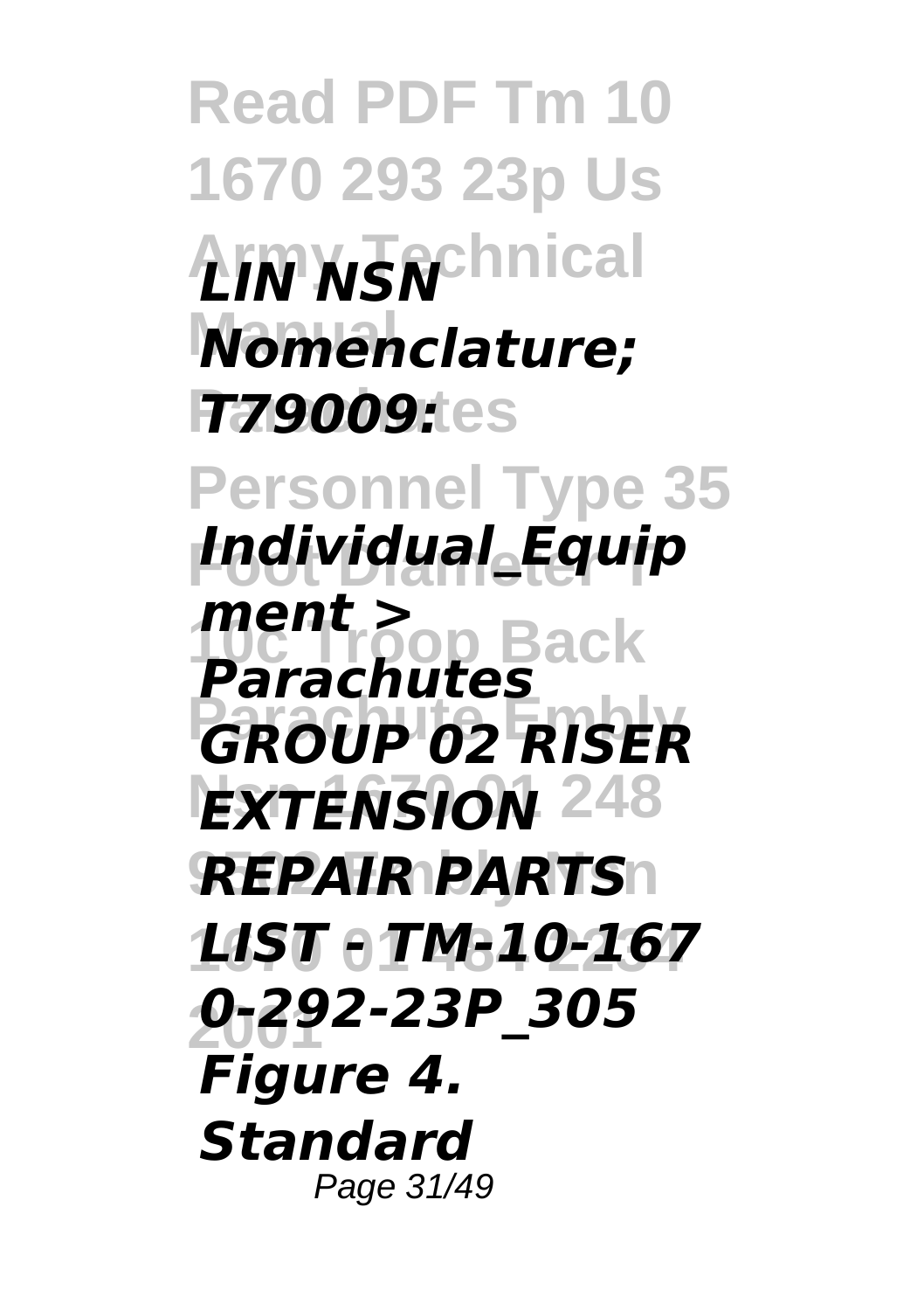*LIN NSN Nomenclature; T79009: Individual_Equipment > Parachutes* ***GROUP 02 RISER EXTENSION REPAIR PARTS LIST - TM-10-1670-292-23P_305***

*Figure 4. Standard*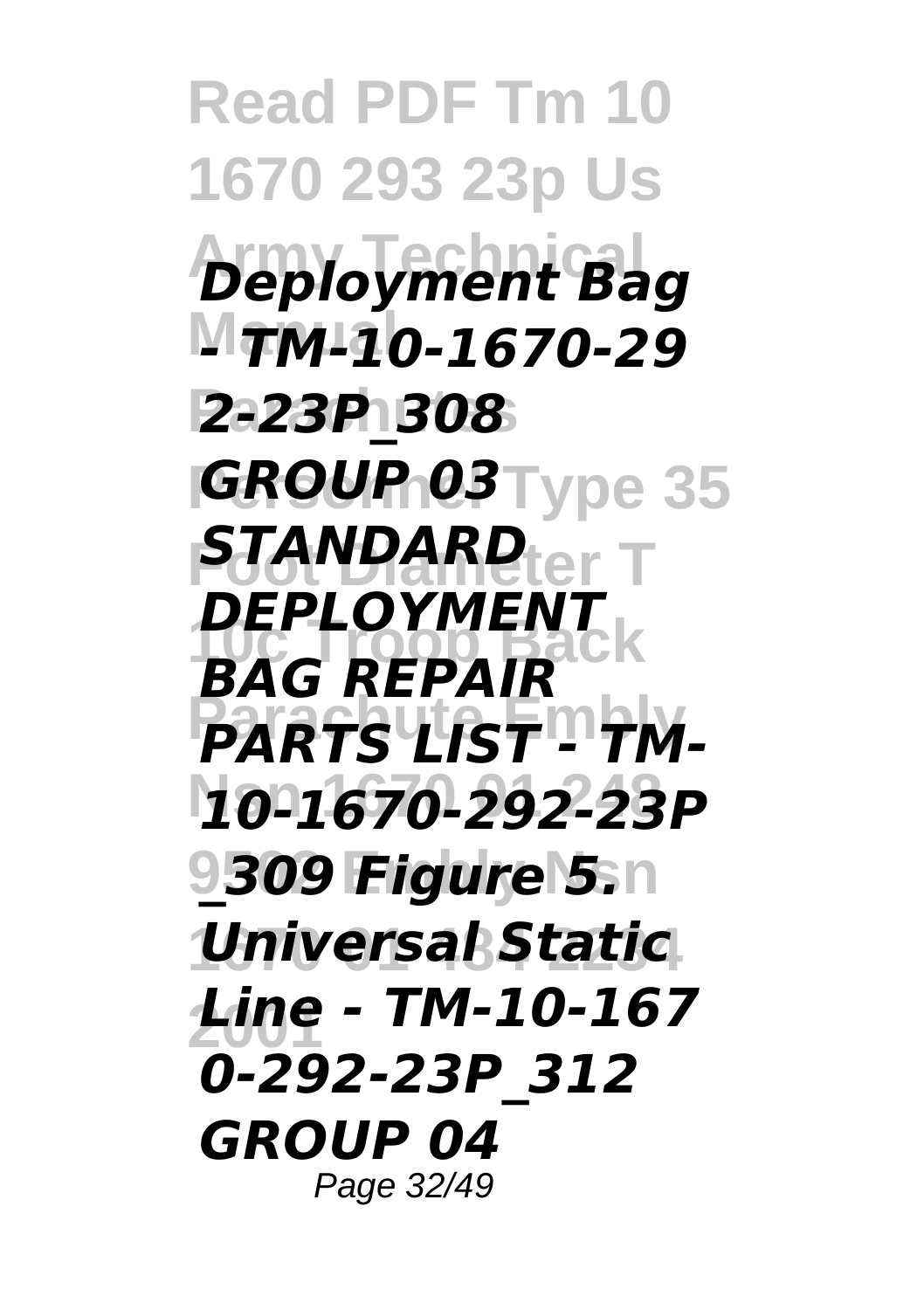*Deployment Bag - TM-10-1670-292-23P_308 GROUP 03 STANDARD DEPLOYMENT BAG REPAIR PARTS LIST - TM-10-1670-292-23P_309 Figure 5. Universal Static Line - TM-10-1670-292-23P_312 GROUP 04*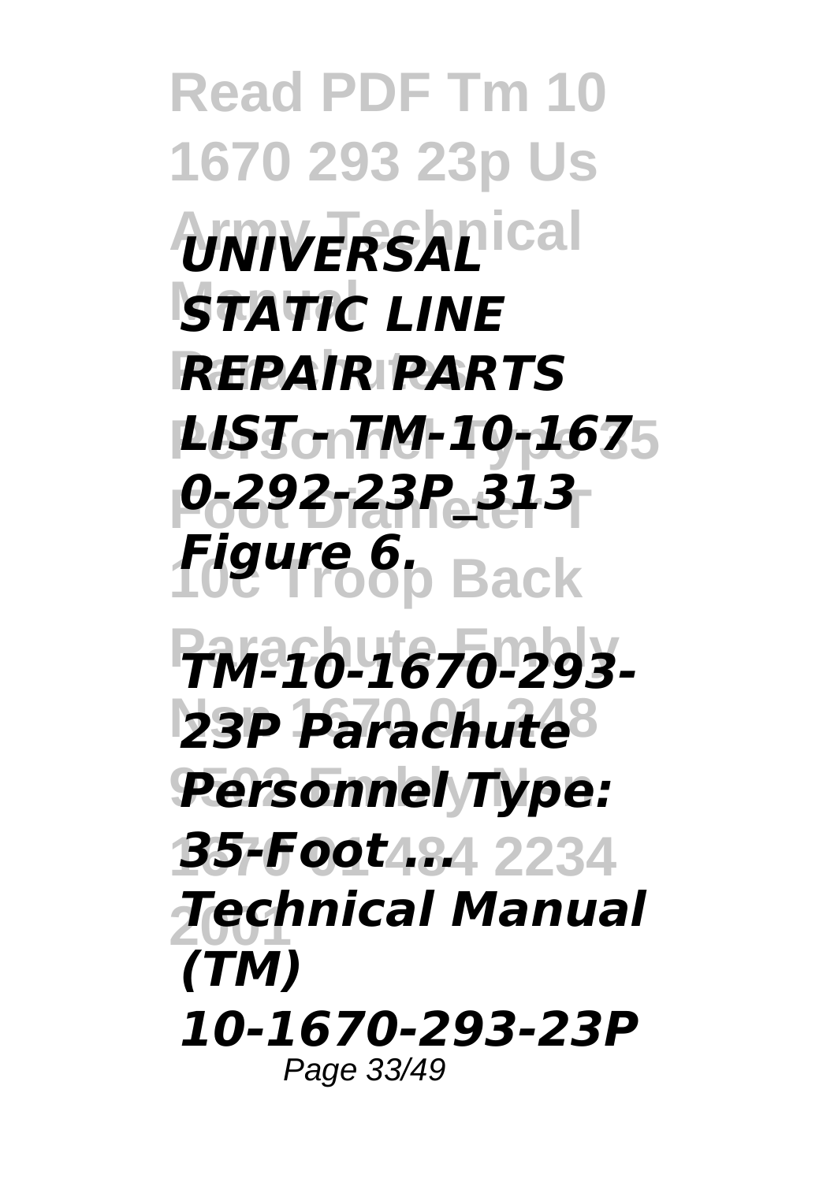*UNIVERSAL STATIC LINE REPAIR PARTS LIST - TM-10-1670-292-23P_313 Figure 6.*

*TM-10-1670-293-23P Parachute Personnel Type: 35-Foot ...*

*Technical Manual (TM) 10-1670-293-23P*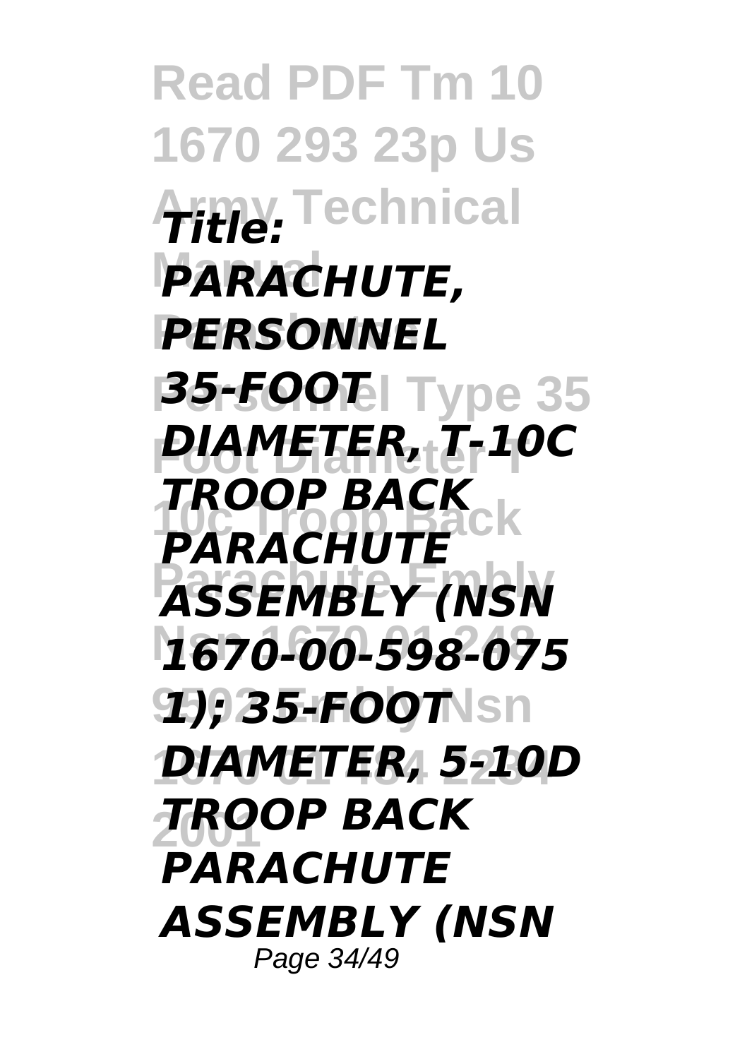***Title: PARACHUTE, PERSONNEL 35-FOOT DIAMETER, T-10C TROOP BACK PARACHUTE ASSEMBLY (NSN 1670-00-598-075 1); 35-FOOT DIAMETER, 5-10D TROOP BACK PARACHUTE ASSEMBLY (NSN***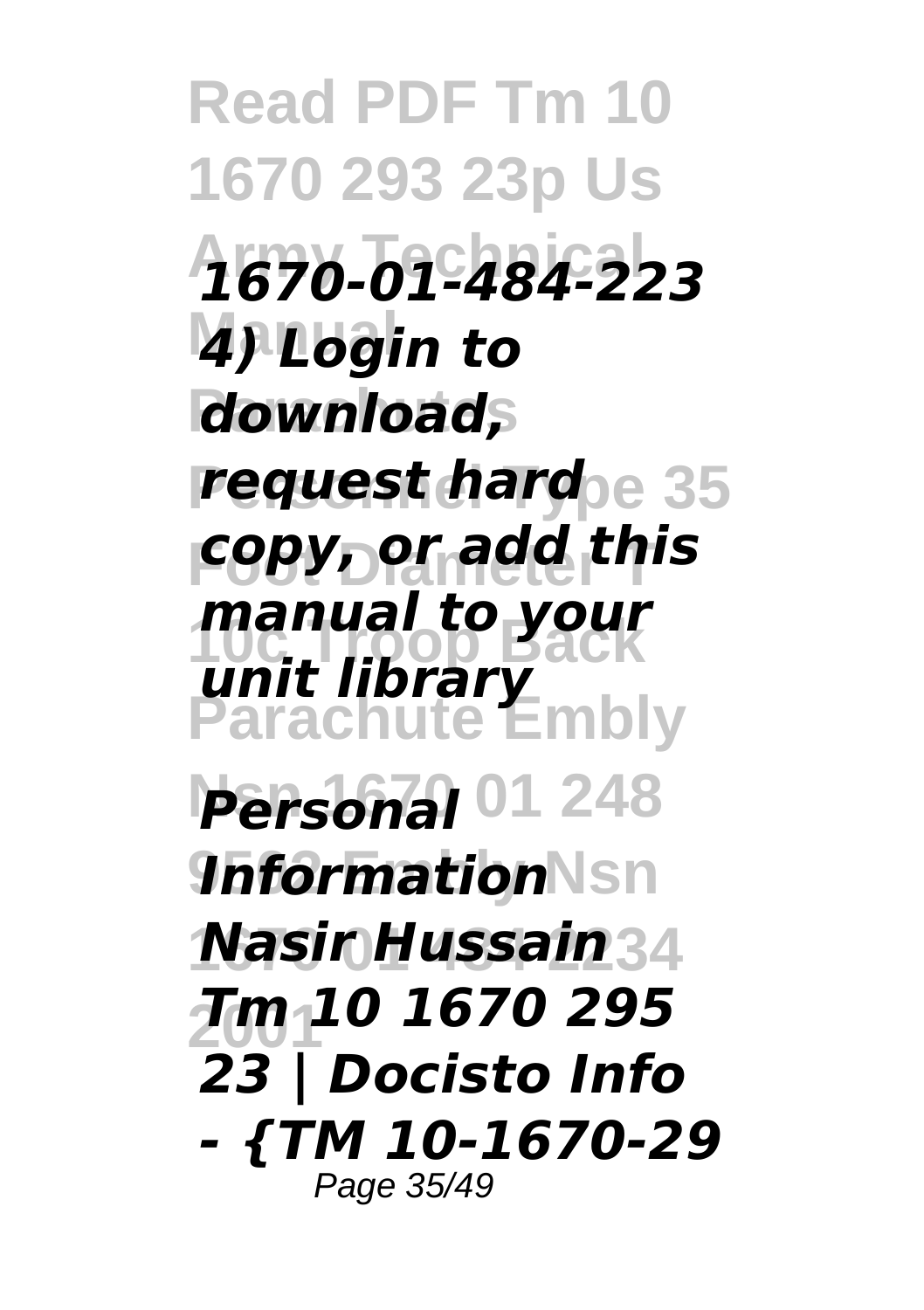*1670-01-484-223 4) Login to download, request hard copy, or add this manual to your unit library*

***Personal Information Nasir Hussain***

*Tm 10 1670 295 23 | Docisto Info - {TM 10-1670-29*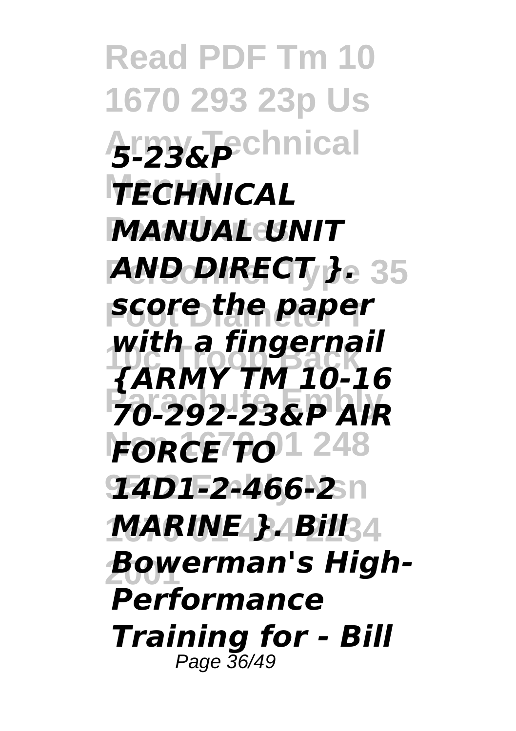*5-23&P TECHNICAL MANUAL UNIT AND DIRECT }.* ***score the paper with a fingernail*** *{ARMY TM 10-16 70-292-23&P AIR FORCE TO 14D1-2-466-2 MARINE }. Bill Bowerman's High-Performance Training for - Bill*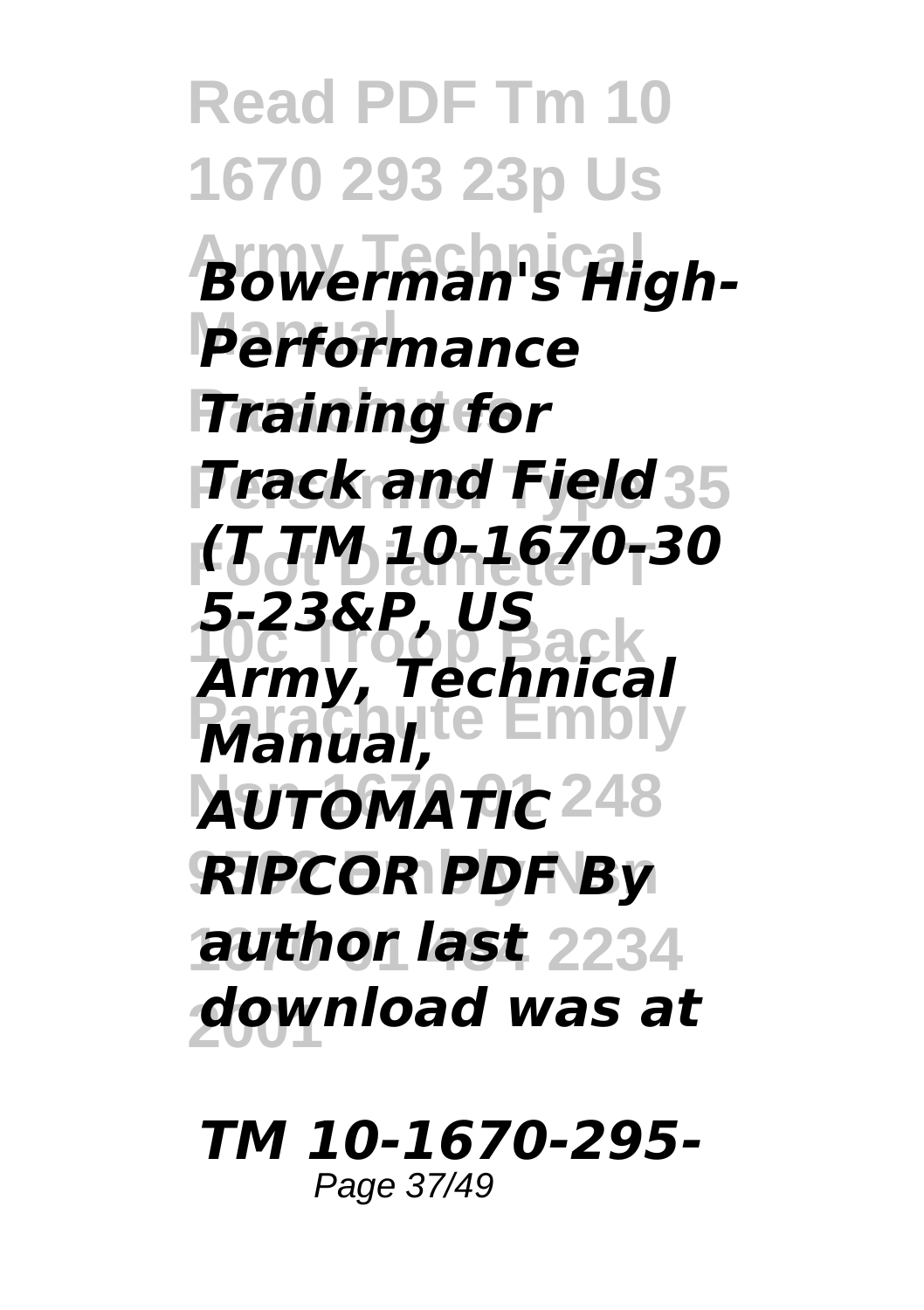*Bowerman's High-Performance Training for Track and Field (T TM 10-1670-305-23&P, US Army, Technical Manual, AUTOMATIC RIPCOR PDF By author last download was at*

***TM 10-1670-295-***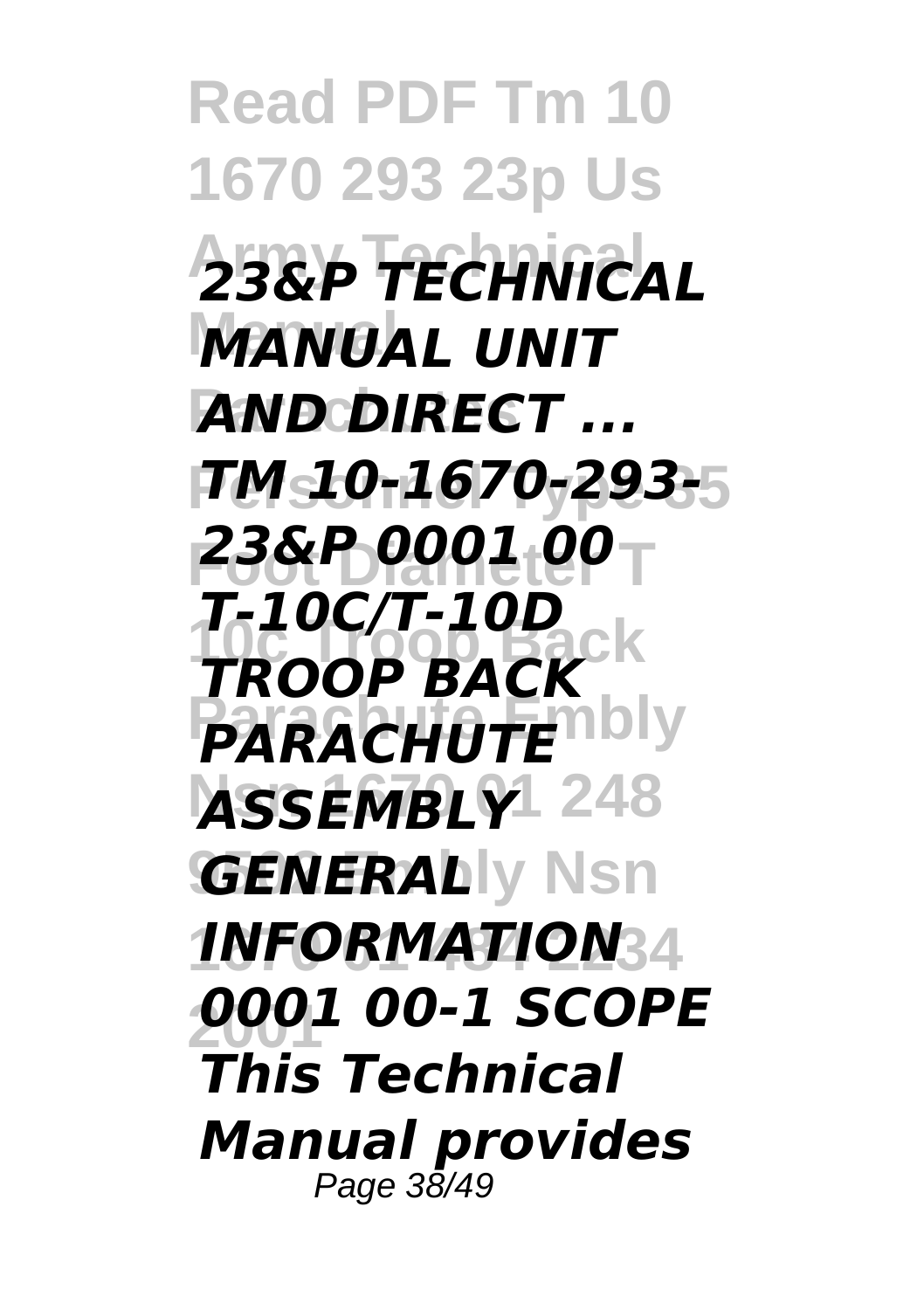***23&P TECHNICAL MANUAL UNIT AND DIRECT ... TM 10-1670-293-23&P 0001 00 T-10C/T-10D TROOP BACK PARACHUTE ASSEMBLY GENERAL INFORMATION 0001 00-1 SCOPE This Technical Manual provides***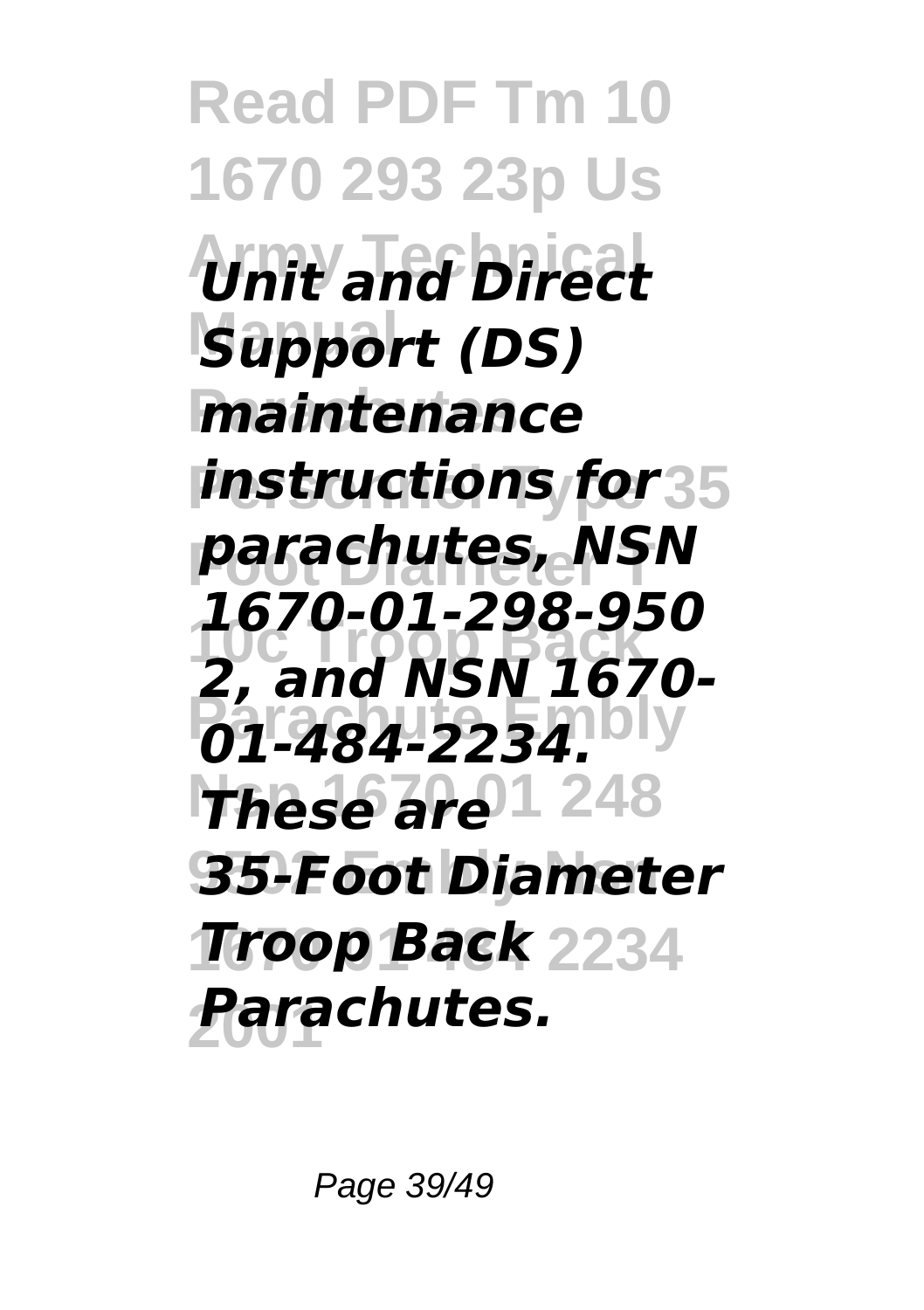*Unit and Direct Support (DS) maintenance instructions for parachutes, NSN 1670-01-298-9502, and NSN 1670-01-484-2234. These are 35-Foot Diameter Troop Back Parachutes.*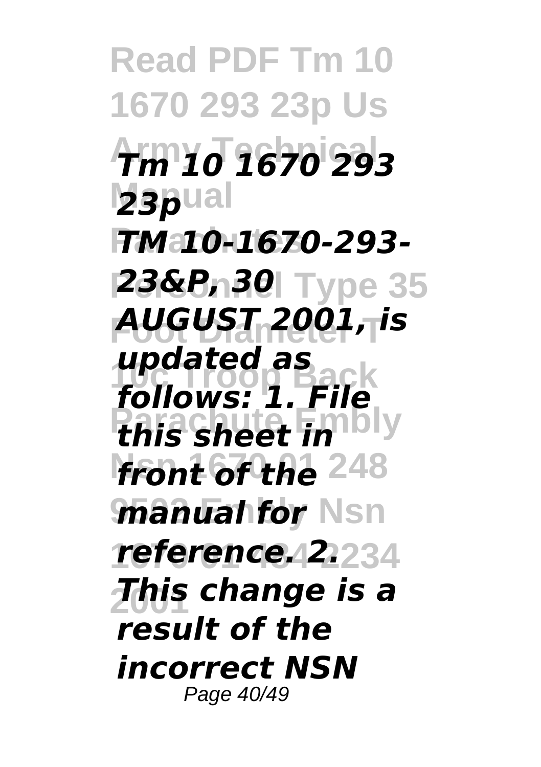***Tm 10 1670 293 23p***

***TM 10-1670-293-23&P, 30 AUGUST 2001, is updated as follows: 1. File this sheet in front of the manual for reference. 2. This change is a result of the incorrect NSN***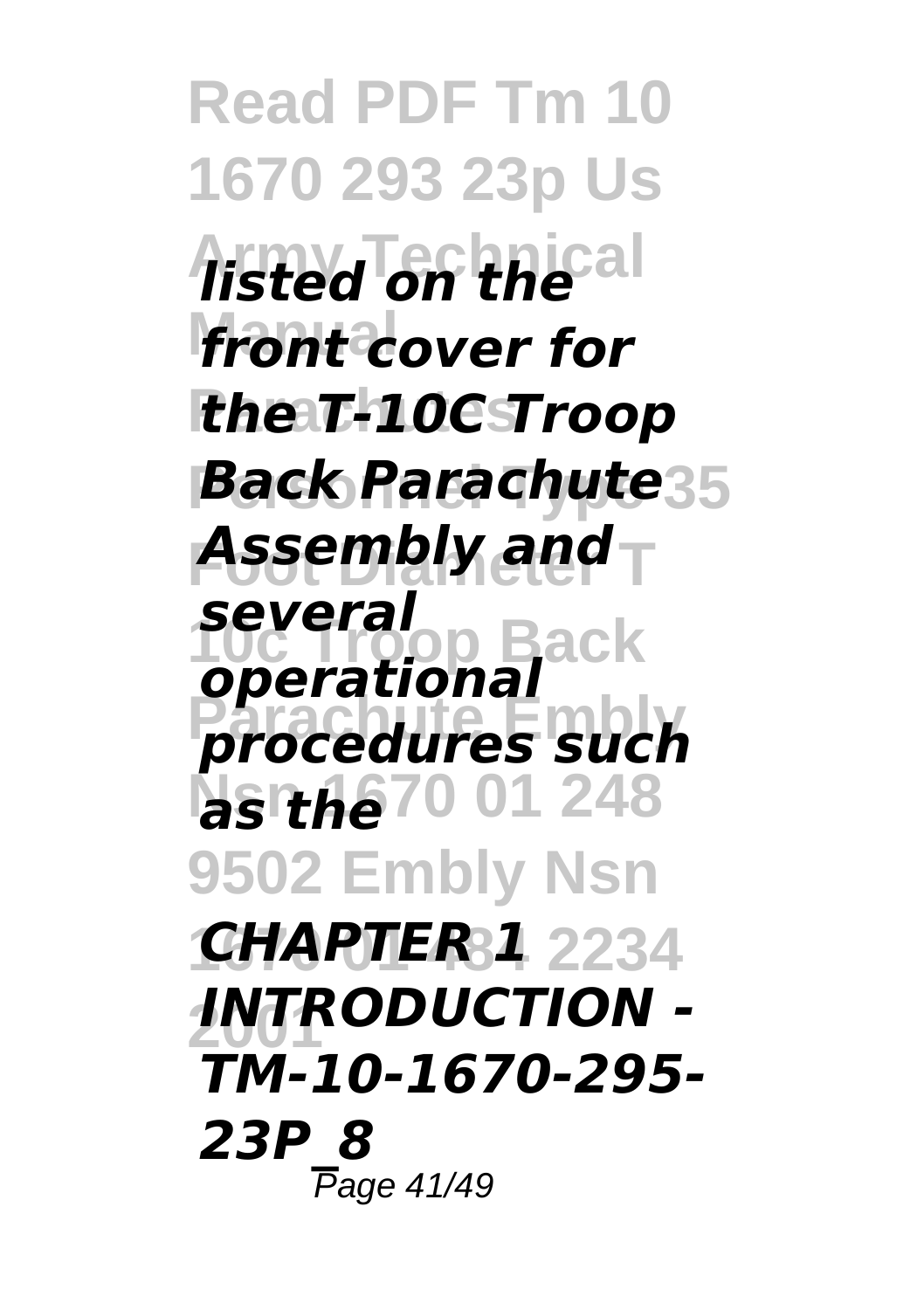*listed on the front cover for the T-10C Troop Back Parachute Assembly and several operational procedures such as the*

*CHAPTER 1 INTRODUCTION - TM-10-1670-295-23P_8*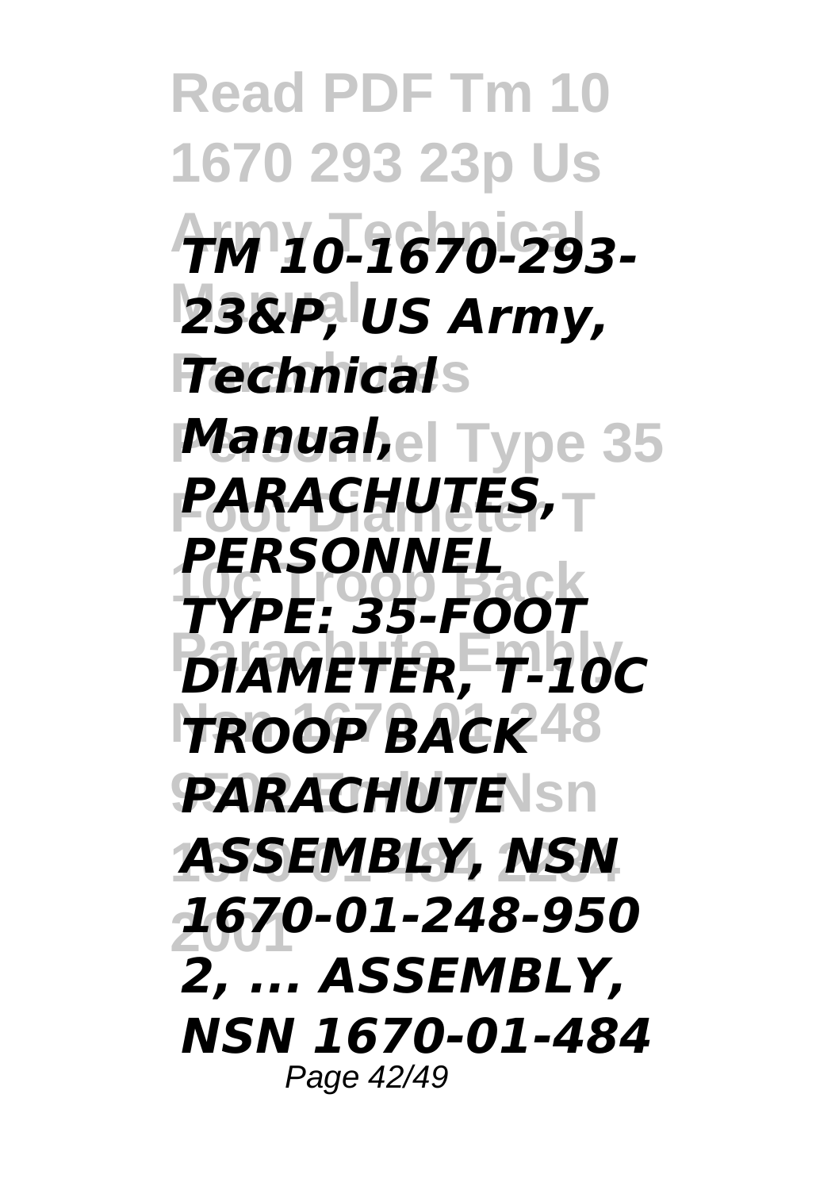***TM 10-1670-293-23&P, US Army, Technical Manual, PARACHUTES, PERSONNEL TYPE: 35-FOOT DIAMETER, T-10C TROOP BACK PARACHUTE ASSEMBLY, NSN 1670-01-248-950 2, ... ASSEMBLY, NSN 1670-01-484***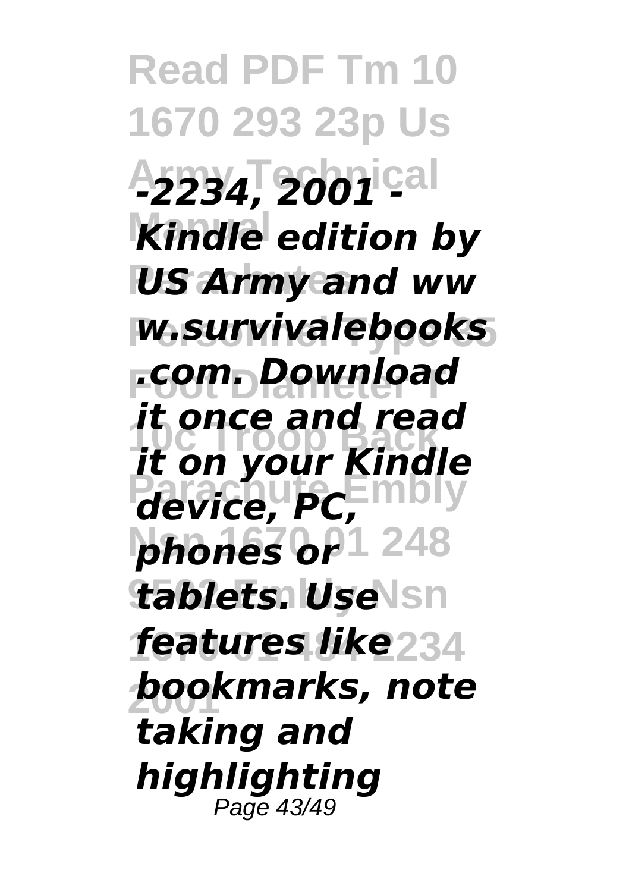*-2234, 2001 - Kindle edition by US Army and www.survivalebooks.com. Download it once and read it on your Kindle device, PC, phones or tablets. Use features like bookmarks, note taking and highlighting*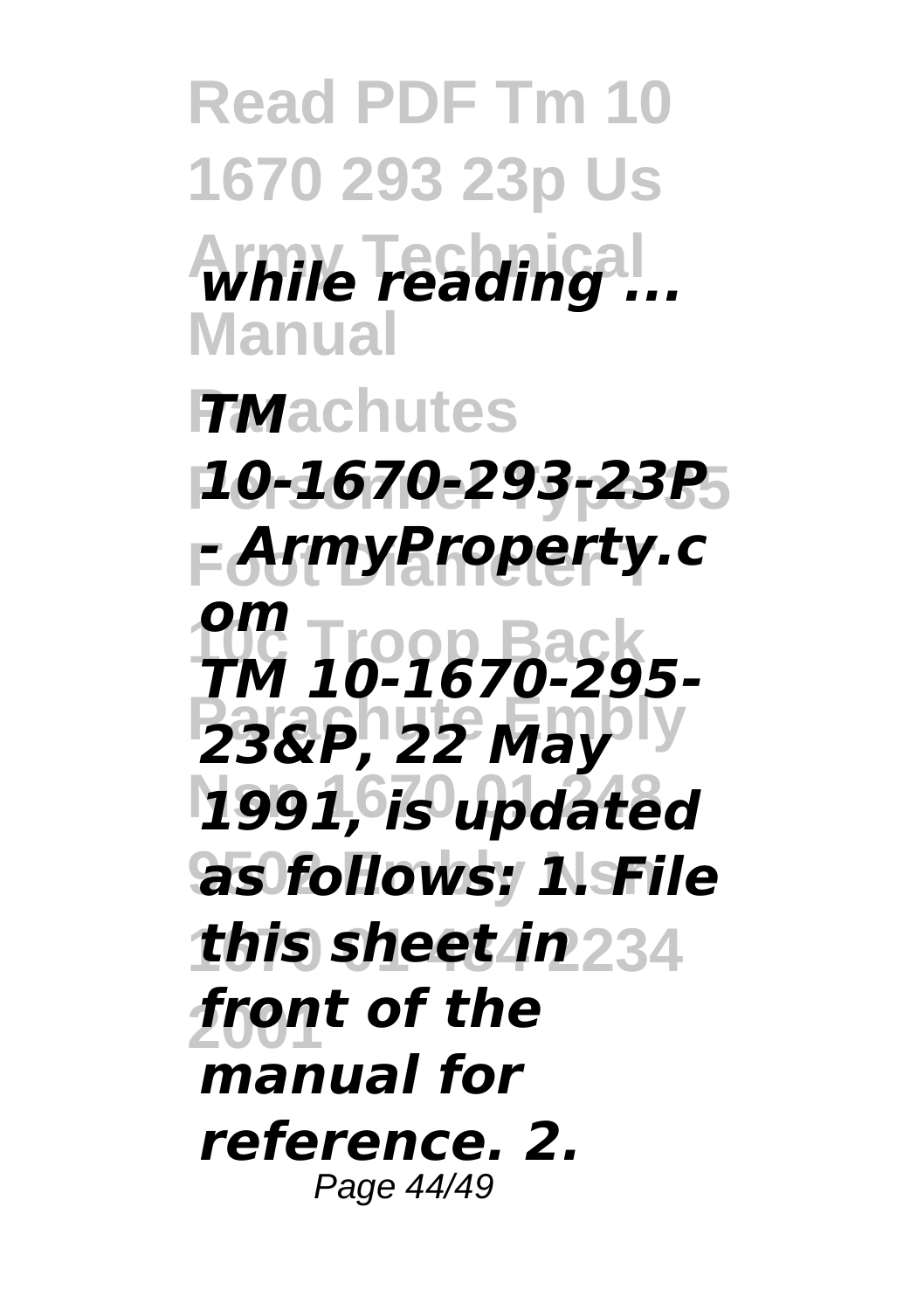*while reading ...*

*TM 10-1670-293-23P - ArmyProperty.com*

*TM 10-1670-295-23&P, 22 May 1991, is updated as follows: 1. File this sheet in front of the manual for reference. 2.*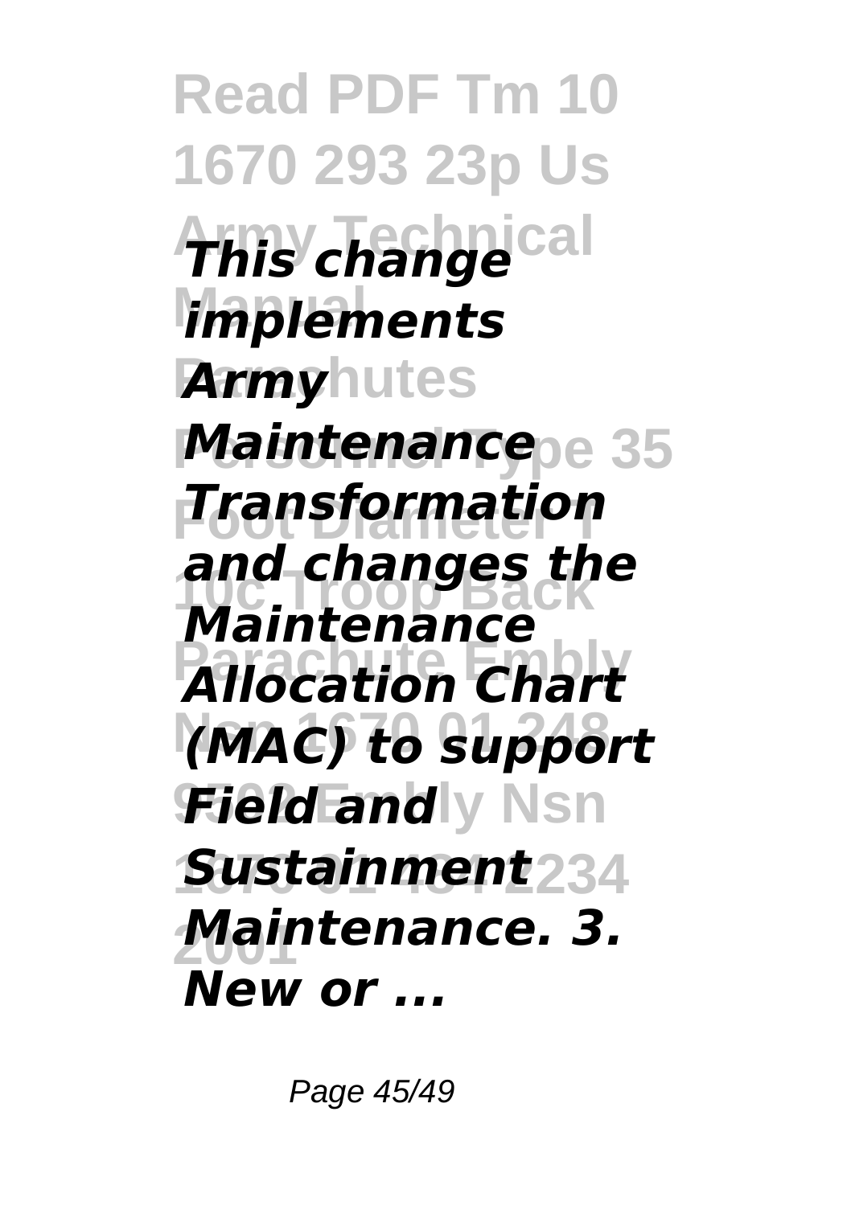*This change implements Army Maintenance Transformation and changes the Maintenance Allocation Chart (MAC) to support Field and Sustainment Maintenance. 3. New or ...*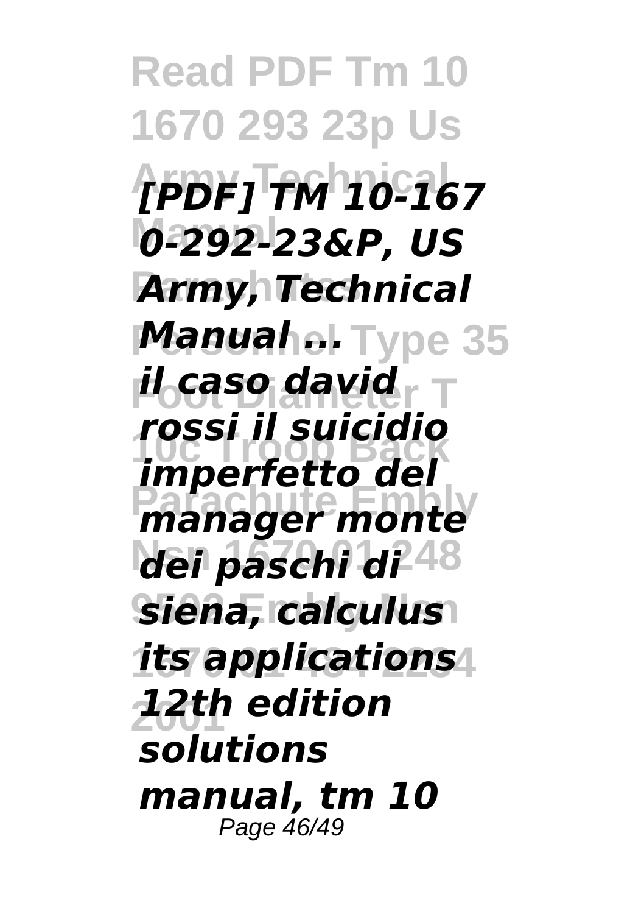***[PDF] TM 10-1670-292-23&P, US Army, Technical Manual ...***

*il caso david rossi il suicidio imperfetto del manager monte dei paschi di siena, calculus its applications 12th edition solutions manual, tm 10*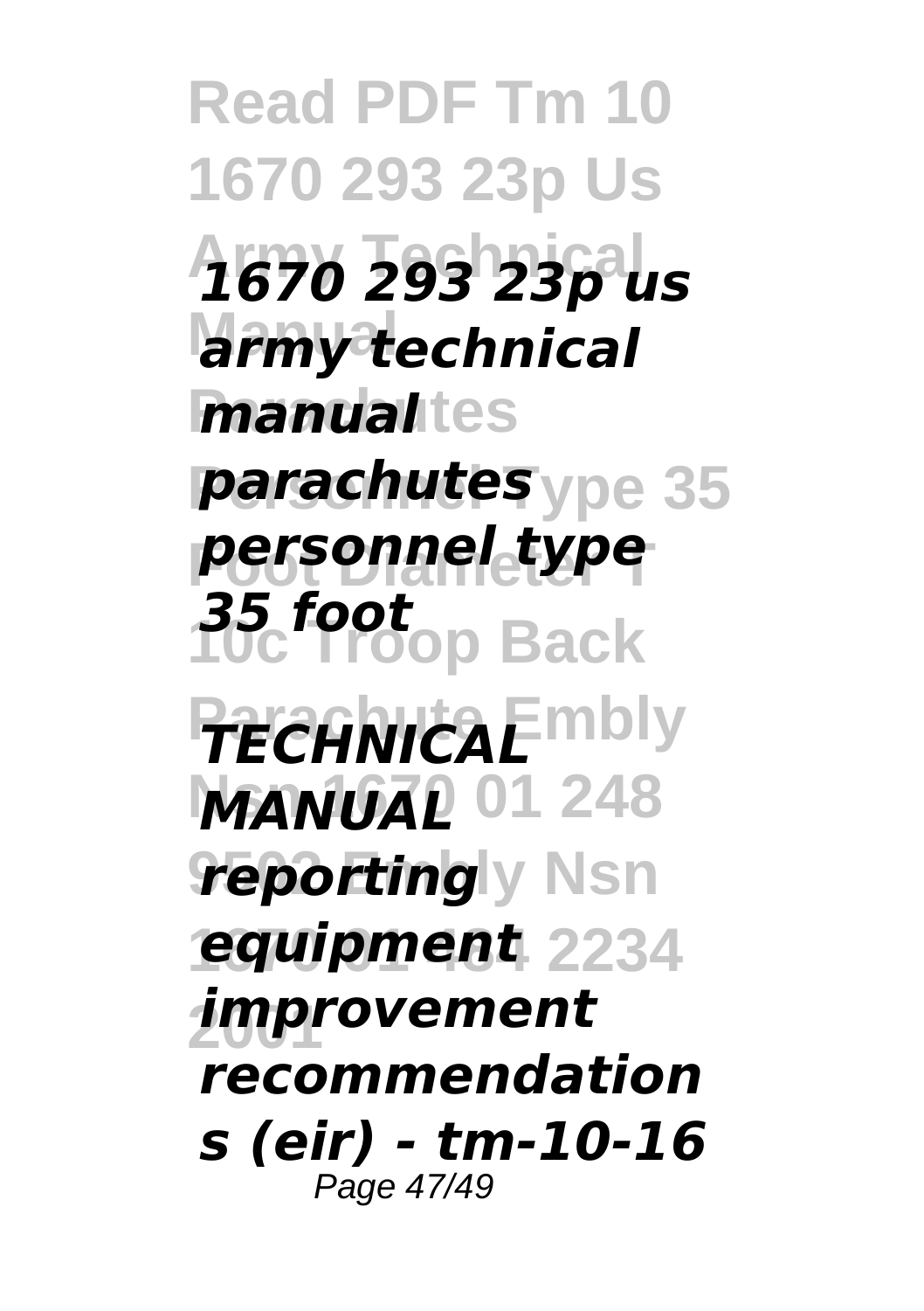***1670 293 23p us army technical manual parachutes personnel type 35 foot***

***TECHNICAL MANUAL reporting equipment improvement recommendations (eir) - tm-10-16***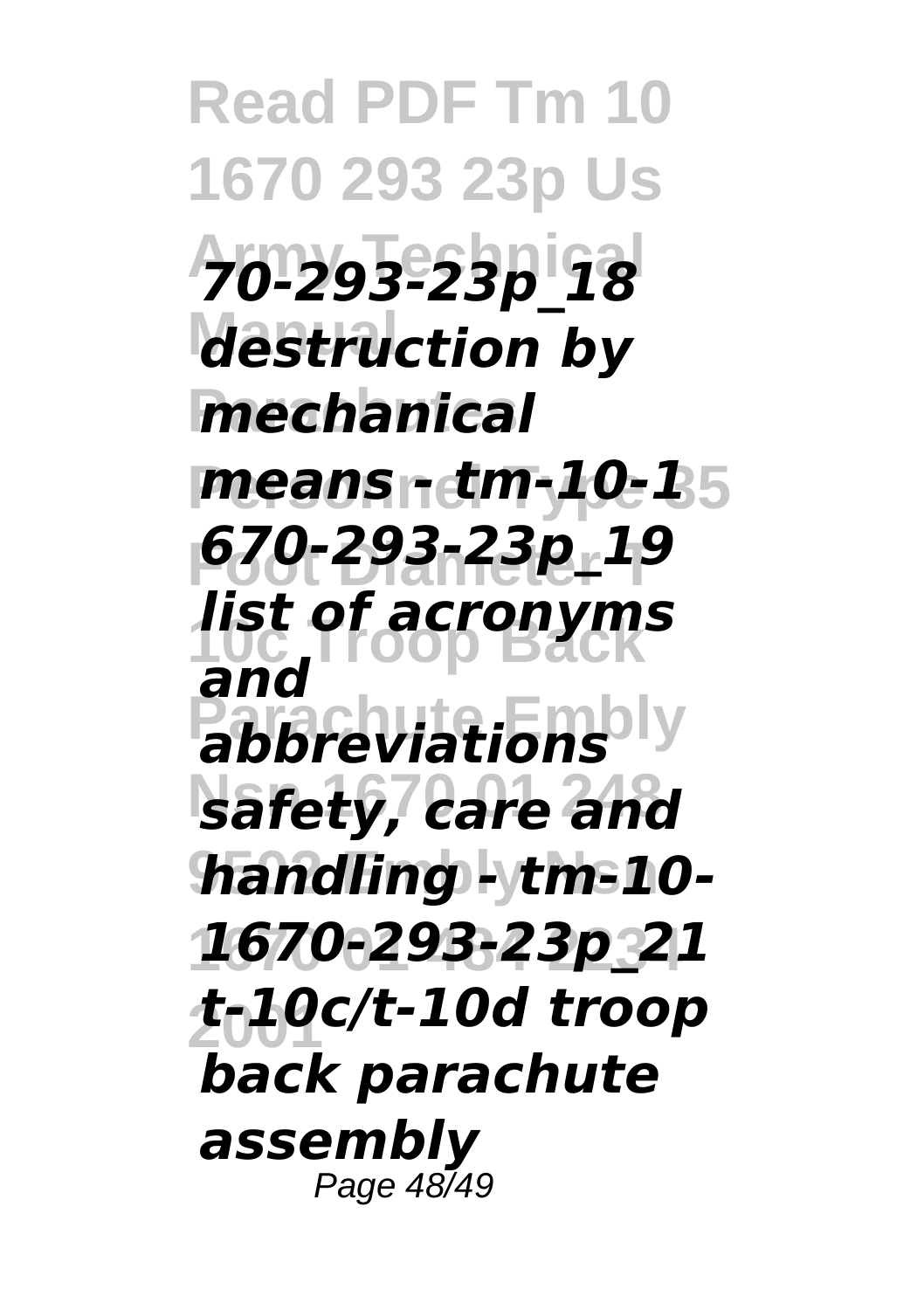*70-293-23p_18 destruction by mechanical means - tm-10-1670-293-23p_19 list of acronyms and abbreviations safety, care and handling - tm-10-1670-293-23p_21 t-10c/t-10d troop back parachute assembly*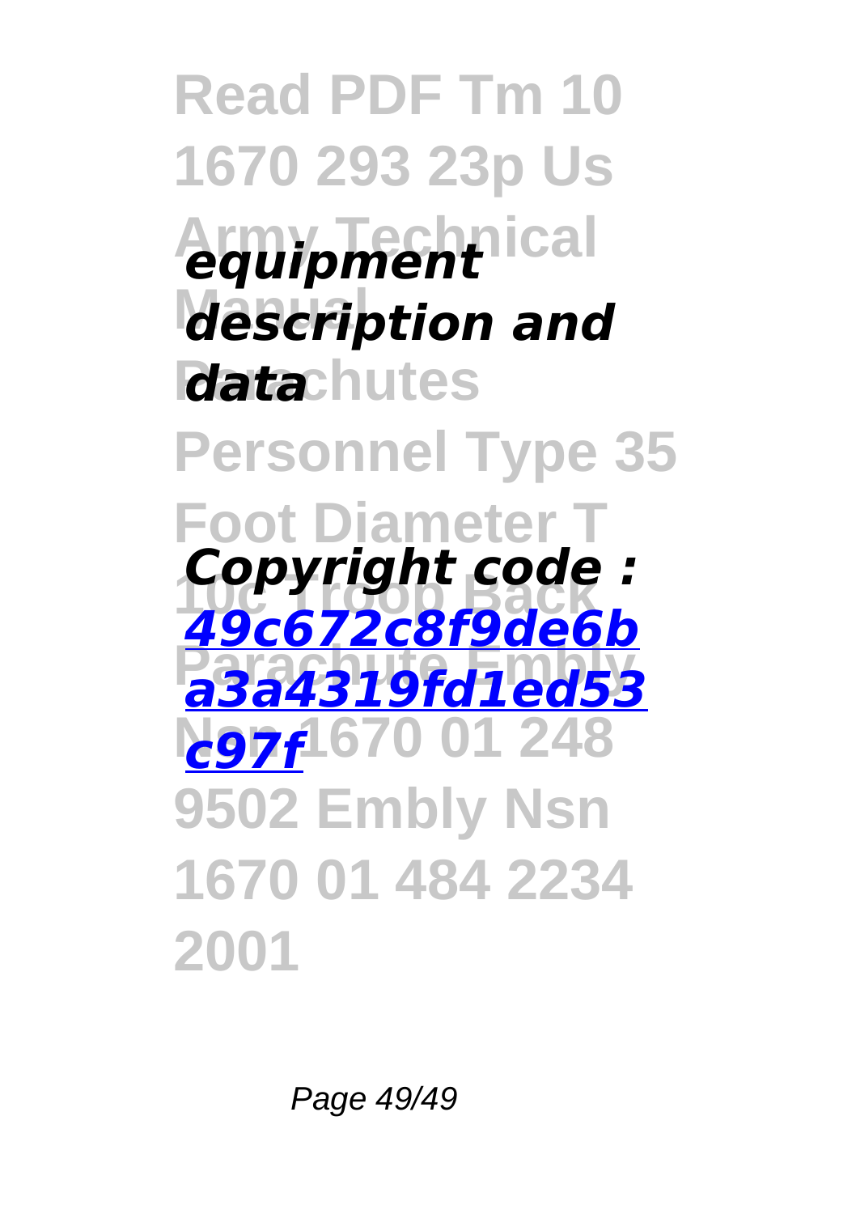*equipment description and data*

*Copyright code : [49c672c8f9de6ba3a4319fd1ed53c97f]*